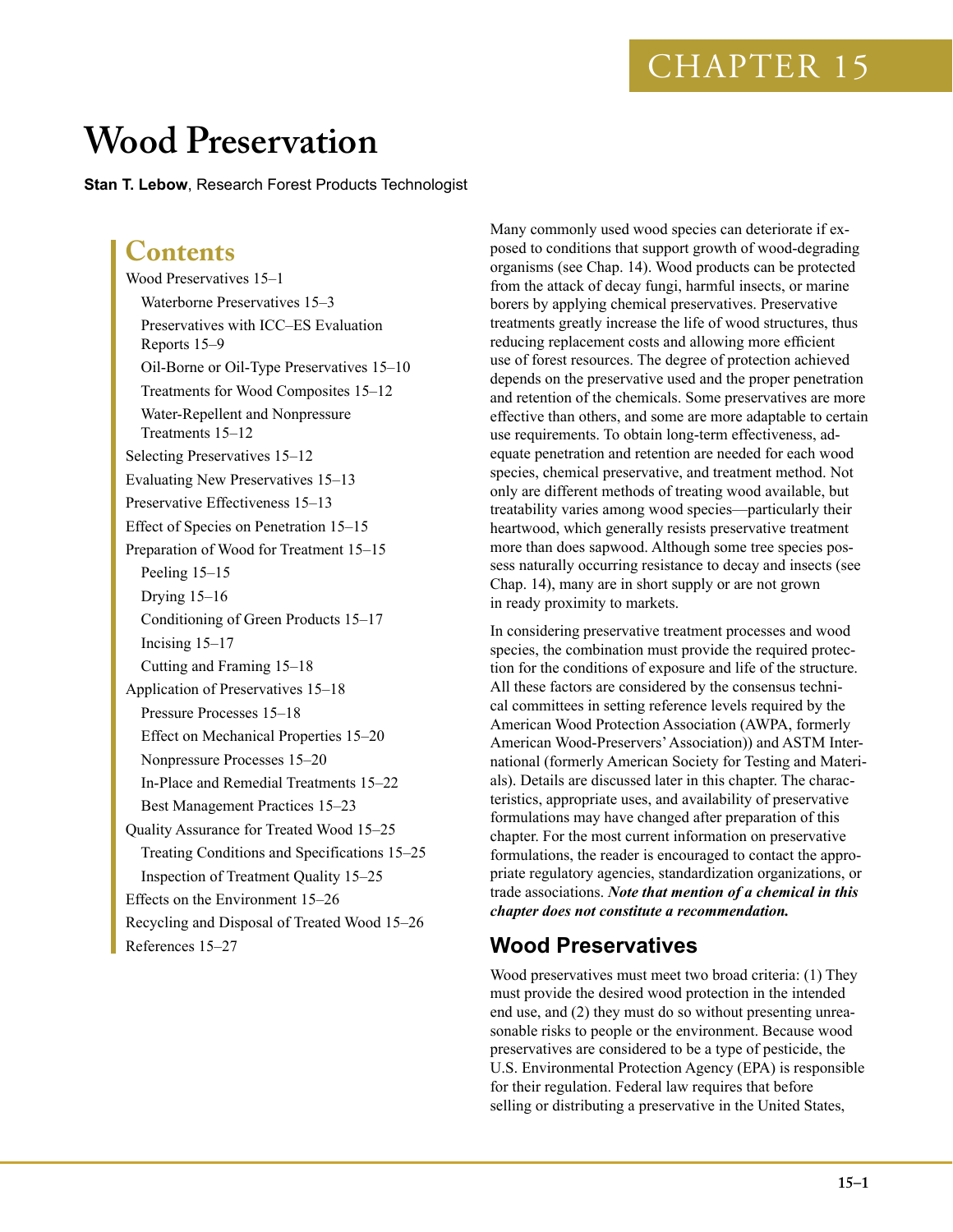# CHAPTER 15

# Wood Preservation

**Stan T. Lebow**, Research Forest Products Technologist

## Contents

Wood Preservatives 15–1

- Waterborne Preservatives 15–3
- Preservatives with ICC–ES Evaluation Reports 15–9
- Oil-Borne or Oil-Type Preservatives 15–10
- Treatments for Wood Composites 15–12
- Water-Repellent and Nonpressure Treatments 15–12

Selecting Preservatives 15–12

Evaluating New Preservatives 15–13

Preservative Effectiveness 15–13

Effect of Species on Penetration 15–15

Preparation of Wood for Treatment 15–15

- Peeling 15–15
- Drying 15–16
- Conditioning of Green Products 15–17
- Incising 15–17
- Cutting and Framing 15–18

Application of Preservatives 15–18

- Pressure Processes 15–18
- Effect on Mechanical Properties 15–20
- Nonpressure Processes 15–20
- In-Place and Remedial Treatments 15–22
- Best Management Practices 15–23

Quality Assurance for Treated Wood 15–25

- Treating Conditions and Specifications 15–25
- Inspection of Treatment Quality 15–25

Effects on the Environment 15–26

Recycling and Disposal of Treated Wood 15–26

References 15–27

Many commonly used wood species can deteriorate if exposed to conditions that support growth of wood-degrading organisms (see Chap. 14). Wood products can be protected from the attack of decay fungi, harmful insects, or marine borers by applying chemical preservatives. Preservative treatments greatly increase the life of wood structures, thus reducing replacement costs and allowing more efficient use of forest resources. The degree of protection achieved depends on the preservative used and the proper penetration and retention of the chemicals. Some preservatives are more effective than others, and some are more adaptable to certain use requirements. To obtain long-term effectiveness, adequate penetration and retention are needed for each wood species, chemical preservative, and treatment method. Not only are different methods of treating wood available, but treatability varies among wood species—particularly their heartwood, which generally resists preservative treatment more than does sapwood. Although some tree species possess naturally occurring resistance to decay and insects (see Chap. 14), many are in short supply or are not grown in ready proximity to markets.

In considering preservative treatment processes and wood species, the combination must provide the required protection for the conditions of exposure and life of the structure. All these factors are considered by the consensus technical committees in setting reference levels required by the American Wood Protection Association (AWPA, formerly American Wood-Preservers' Association)) and ASTM International (formerly American Society for Testing and Materials). Details are discussed later in this chapter. The characteristics, appropriate uses, and availability of preservative formulations may have changed after preparation of this chapter. For the most current information on preservative formulations, the reader is encouraged to contact the appropriate regulatory agencies, standardization organizations, or trade associations. ***Note that mention of a chemical in this chapter does not constitute a recommendation.***

## Wood Preservatives

Wood preservatives must meet two broad criteria: (1) They must provide the desired wood protection in the intended end use, and (2) they must do so without presenting unreasonable risks to people or the environment. Because wood preservatives are considered to be a type of pesticide, the U.S. Environmental Protection Agency (EPA) is responsible for their regulation. Federal law requires that before selling or distributing a preservative in the United States,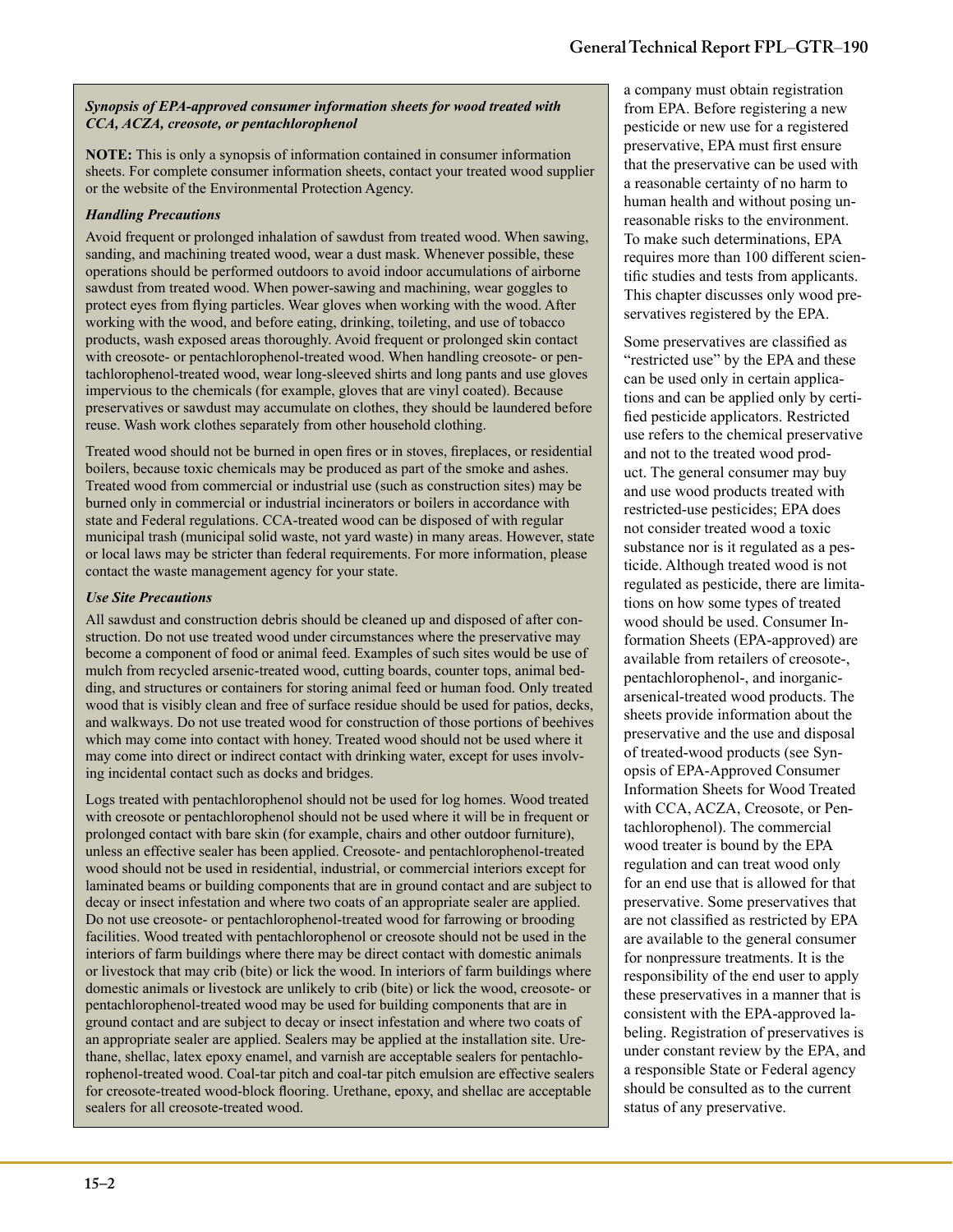*Synopsis of EPA-approved consumer information sheets for wood treated with CCA, ACZA, creosote, or pentachlorophenol*

**NOTE:** This is only a synopsis of information contained in consumer information sheets. For complete consumer information sheets, contact your treated wood supplier or the website of the Environmental Protection Agency.

*Handling Precautions*

Avoid frequent or prolonged inhalation of sawdust from treated wood. When sawing, sanding, and machining treated wood, wear a dust mask. Whenever possible, these operations should be performed outdoors to avoid indoor accumulations of airborne sawdust from treated wood. When power-sawing and machining, wear goggles to protect eyes from flying particles. Wear gloves when working with the wood. After working with the wood, and before eating, drinking, toileting, and use of tobacco products, wash exposed areas thoroughly. Avoid frequent or prolonged skin contact with creosote- or pentachlorophenol-treated wood. When handling creosote- or pentachlorophenol-treated wood, wear long-sleeved shirts and long pants and use gloves impervious to the chemicals (for example, gloves that are vinyl coated). Because preservatives or sawdust may accumulate on clothes, they should be laundered before reuse. Wash work clothes separately from other household clothing.

Treated wood should not be burned in open fires or in stoves, fireplaces, or residential boilers, because toxic chemicals may be produced as part of the smoke and ashes. Treated wood from commercial or industrial use (such as construction sites) may be burned only in commercial or industrial incinerators or boilers in accordance with state and Federal regulations. CCA-treated wood can be disposed of with regular municipal trash (municipal solid waste, not yard waste) in many areas. However, state or local laws may be stricter than federal requirements. For more information, please contact the waste management agency for your state.

*Use Site Precautions*

All sawdust and construction debris should be cleaned up and disposed of after construction. Do not use treated wood under circumstances where the preservative may become a component of food or animal feed. Examples of such sites would be use of mulch from recycled arsenic-treated wood, cutting boards, counter tops, animal bedding, and structures or containers for storing animal feed or human food. Only treated wood that is visibly clean and free of surface residue should be used for patios, decks, and walkways. Do not use treated wood for construction of those portions of beehives which may come into contact with honey. Treated wood should not be used where it may come into direct or indirect contact with drinking water, except for uses involving incidental contact such as docks and bridges.

Logs treated with pentachlorophenol should not be used for log homes. Wood treated with creosote or pentachlorophenol should not be used where it will be in frequent or prolonged contact with bare skin (for example, chairs and other outdoor furniture), unless an effective sealer has been applied. Creosote- and pentachlorophenol-treated wood should not be used in residential, industrial, or commercial interiors except for laminated beams or building components that are in ground contact and are subject to decay or insect infestation and where two coats of an appropriate sealer are applied. Do not use creosote- or pentachlorophenol-treated wood for farrowing or brooding facilities. Wood treated with pentachlorophenol or creosote should not be used in the interiors of farm buildings where there may be direct contact with domestic animals or livestock that may crib (bite) or lick the wood. In interiors of farm buildings where domestic animals or livestock are unlikely to crib (bite) or lick the wood, creosote- or pentachlorophenol-treated wood may be used for building components that are in ground contact and are subject to decay or insect infestation and where two coats of an appropriate sealer are applied. Sealers may be applied at the installation site. Urethane, shellac, latex epoxy enamel, and varnish are acceptable sealers for pentachlorophenol-treated wood. Coal-tar pitch and coal-tar pitch emulsion are effective sealers for creosote-treated wood-block flooring. Urethane, epoxy, and shellac are acceptable sealers for all creosote-treated wood.

a company must obtain registration from EPA. Before registering a new pesticide or new use for a registered preservative, EPA must first ensure that the preservative can be used with a reasonable certainty of no harm to human health and without posing unreasonable risks to the environment. To make such determinations, EPA requires more than 100 different scientific studies and tests from applicants. This chapter discusses only wood preservatives registered by the EPA.

Some preservatives are classified as "restricted use" by the EPA and these can be used only in certain applications and can be applied only by certified pesticide applicators. Restricted use refers to the chemical preservative and not to the treated wood product. The general consumer may buy and use wood products treated with restricted-use pesticides; EPA does not consider treated wood a toxic substance nor is it regulated as a pesticide. Although treated wood is not regulated as pesticide, there are limitations on how some types of treated wood should be used. Consumer Information Sheets (EPA-approved) are available from retailers of creosote-, pentachlorophenol-, and inorganic-arsenical-treated wood products. The sheets provide information about the preservative and the use and disposal of treated-wood products (see Synopsis of EPA-Approved Consumer Information Sheets for Wood Treated with CCA, ACZA, Creosote, or Pentachlorophenol). The commercial wood treater is bound by the EPA regulation and can treat wood only for an end use that is allowed for that preservative. Some preservatives that are not classified as restricted by EPA are available to the general consumer for nonpressure treatments. It is the responsibility of the end user to apply these preservatives in a manner that is consistent with the EPA-approved labeling. Registration of preservatives is under constant review by the EPA, and a responsible State or Federal agency should be consulted as to the current status of any preservative.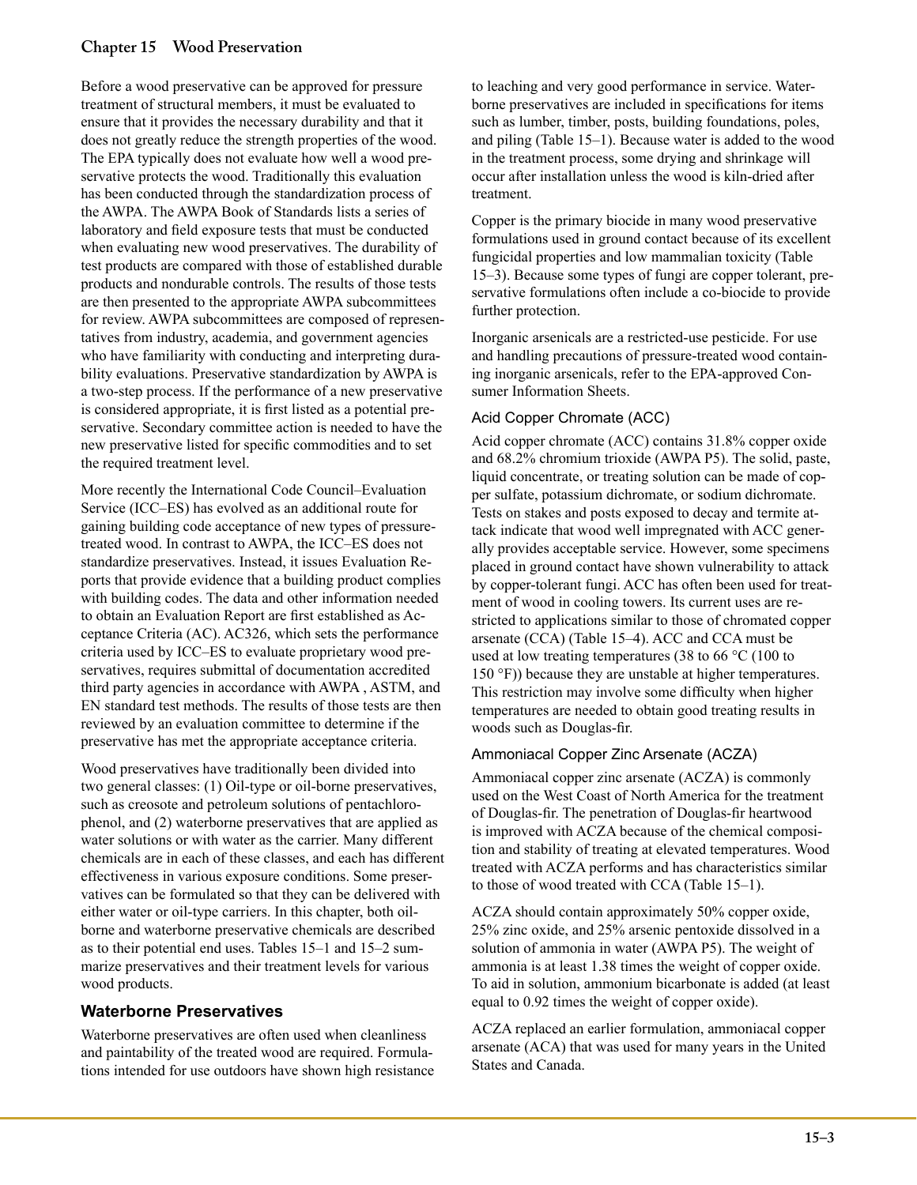Before a wood preservative can be approved for pressure treatment of structural members, it must be evaluated to ensure that it provides the necessary durability and that it does not greatly reduce the strength properties of the wood. The EPA typically does not evaluate how well a wood preservative protects the wood. Traditionally this evaluation has been conducted through the standardization process of the AWPA. The AWPA Book of Standards lists a series of laboratory and field exposure tests that must be conducted when evaluating new wood preservatives. The durability of test products are compared with those of established durable products and nondurable controls. The results of those tests are then presented to the appropriate AWPA subcommittees for review. AWPA subcommittees are composed of representatives from industry, academia, and government agencies who have familiarity with conducting and interpreting durability evaluations. Preservative standardization by AWPA is a two-step process. If the performance of a new preservative is considered appropriate, it is first listed as a potential preservative. Secondary committee action is needed to have the new preservative listed for specific commodities and to set the required treatment level.

More recently the International Code Council–Evaluation Service (ICC–ES) has evolved as an additional route for gaining building code acceptance of new types of pressure-treated wood. In contrast to AWPA, the ICC–ES does not standardize preservatives. Instead, it issues Evaluation Reports that provide evidence that a building product complies with building codes. The data and other information needed to obtain an Evaluation Report are first established as Acceptance Criteria (AC). AC326, which sets the performance criteria used by ICC–ES to evaluate proprietary wood preservatives, requires submittal of documentation accredited third party agencies in accordance with AWPA , ASTM, and EN standard test methods. The results of those tests are then reviewed by an evaluation committee to determine if the preservative has met the appropriate acceptance criteria.

Wood preservatives have traditionally been divided into two general classes: (1) Oil-type or oil-borne preservatives, such as creosote and petroleum solutions of pentachlorophenol, and (2) waterborne preservatives that are applied as water solutions or with water as the carrier. Many different chemicals are in each of these classes, and each has different effectiveness in various exposure conditions. Some preservatives can be formulated so that they can be delivered with either water or oil-type carriers. In this chapter, both oil-borne and waterborne preservative chemicals are described as to their potential end uses. Tables 15–1 and 15–2 summarize preservatives and their treatment levels for various wood products.

## Waterborne Preservatives

Waterborne preservatives are often used when cleanliness and paintability of the treated wood are required. Formulations intended for use outdoors have shown high resistance to leaching and very good performance in service. Waterborne preservatives are included in specifications for items such as lumber, timber, posts, building foundations, poles, and piling (Table 15–1). Because water is added to the wood in the treatment process, some drying and shrinkage will occur after installation unless the wood is kiln-dried after treatment.

Copper is the primary biocide in many wood preservative formulations used in ground contact because of its excellent fungicidal properties and low mammalian toxicity (Table 15–3). Because some types of fungi are copper tolerant, preservative formulations often include a co-biocide to provide further protection.

Inorganic arsenicals are a restricted-use pesticide. For use and handling precautions of pressure-treated wood containing inorganic arsenicals, refer to the EPA-approved Consumer Information Sheets.

### Acid Copper Chromate (ACC)

Acid copper chromate (ACC) contains 31.8% copper oxide and 68.2% chromium trioxide (AWPA P5). The solid, paste, liquid concentrate, or treating solution can be made of copper sulfate, potassium dichromate, or sodium dichromate. Tests on stakes and posts exposed to decay and termite attack indicate that wood well impregnated with ACC generally provides acceptable service. However, some specimens placed in ground contact have shown vulnerability to attack by copper-tolerant fungi. ACC has often been used for treatment of wood in cooling towers. Its current uses are restricted to applications similar to those of chromated copper arsenate (CCA) (Table 15–4). ACC and CCA must be used at low treating temperatures (38 to 66 °C (100 to 150 °F)) because they are unstable at higher temperatures. This restriction may involve some difficulty when higher temperatures are needed to obtain good treating results in woods such as Douglas-fir.

### Ammoniacal Copper Zinc Arsenate (ACZA)

Ammoniacal copper zinc arsenate (ACZA) is commonly used on the West Coast of North America for the treatment of Douglas-fir. The penetration of Douglas-fir heartwood is improved with ACZA because of the chemical composition and stability of treating at elevated temperatures. Wood treated with ACZA performs and has characteristics similar to those of wood treated with CCA (Table 15–1).

ACZA should contain approximately 50% copper oxide, 25% zinc oxide, and 25% arsenic pentoxide dissolved in a solution of ammonia in water (AWPA P5). The weight of ammonia is at least 1.38 times the weight of copper oxide. To aid in solution, ammonium bicarbonate is added (at least equal to 0.92 times the weight of copper oxide).

ACZA replaced an earlier formulation, ammoniacal copper arsenate (ACA) that was used for many years in the United States and Canada.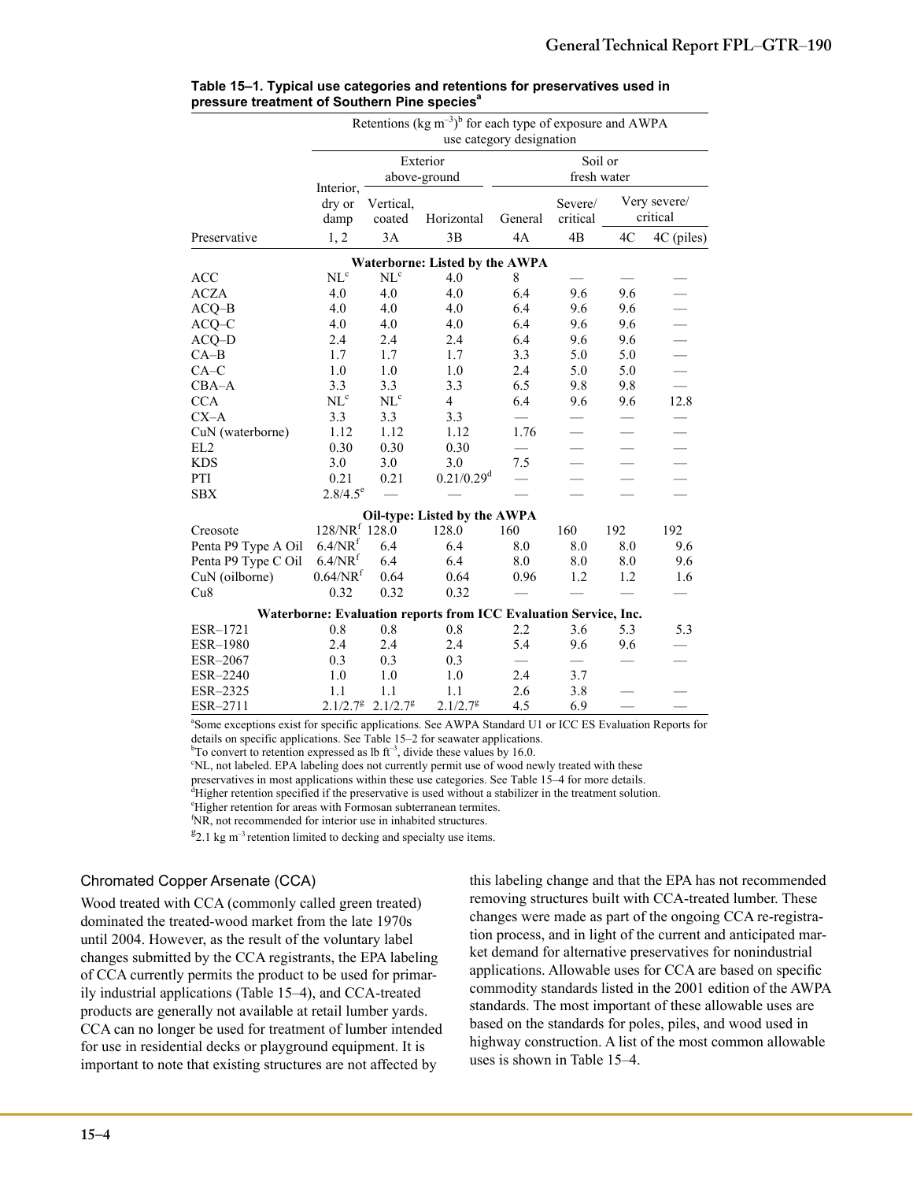**Table 15–1. Typical use categories and retentions for preservatives used in pressure treatment of Southern Pine species[a]**

| | Retentions (kg $m^{-3}$)[b] for each type of exposure and AWPA use category designation | | | | | | |
|---|---|---|---|---|---|---|---|
| | | Exterior above-ground | | Soil or fresh water | | | |
| | Interior, dry or damp | Vertical, coated | Horizontal | General | Severe/ critical | Very severe/ critical | |
| Preservative | 1, 2 | 3A | 3B | 4A | 4B | 4C | 4C (piles) |
| **Waterborne: Listed by the AWPA** | | | | | | | |
| ACC | NL[c] | NL[c] | 4.0 | 8 | — | — | — |
| ACZA | 4.0 | 4.0 | 4.0 | 6.4 | 9.6 | 9.6 | — |
| ACQ–B | 4.0 | 4.0 | 4.0 | 6.4 | 9.6 | 9.6 | — |
| ACQ–C | 4.0 | 4.0 | 4.0 | 6.4 | 9.6 | 9.6 | — |
| ACQ–D | 2.4 | 2.4 | 2.4 | 6.4 | 9.6 | 9.6 | — |
| CA–B | 1.7 | 1.7 | 1.7 | 3.3 | 5.0 | 5.0 | — |
| CA–C | 1.0 | 1.0 | 1.0 | 2.4 | 5.0 | 5.0 | — |
| CBA–A | 3.3 | 3.3 | 3.3 | 6.5 | 9.8 | 9.8 | — |
| CCA | NL[c] | NL[c] | 4 | 6.4 | 9.6 | 9.6 | 12.8 |
| CX–A | 3.3 | 3.3 | 3.3 | — | — | — | — |
| CuN (waterborne) | 1.12 | 1.12 | 1.12 | 1.76 | — | — | — |
| EL2 | 0.30 | 0.30 | 0.30 | — | — | — | — |
| KDS | 3.0 | 3.0 | 3.0 | 7.5 | — | — | — |
| PTI | 0.21 | 0.21 | 0.21/0.29[d] | — | — | — | — |
| SBX | 2.8/4.5[e] | — | — | — | — | — | — |
| **Oil-type: Listed by the AWPA** | | | | | | | |
| Creosote | 128/NR[f] | 128.0 | 128.0 | 160 | 160 | 192 | 192 |
| Penta P9 Type A Oil | 6.4/NR[f] | 6.4 | 6.4 | 8.0 | 8.0 | 8.0 | 9.6 |
| Penta P9 Type C Oil | 6.4/NR[f] | 6.4 | 6.4 | 8.0 | 8.0 | 8.0 | 9.6 |
| CuN (oilborne) | 0.64/NR[f] | 0.64 | 0.64 | 0.96 | 1.2 | 1.2 | 1.6 |
| Cu8 | 0.32 | 0.32 | 0.32 | — | — | — | — |
| **Waterborne: Evaluation reports from ICC Evaluation Service, Inc.** | | | | | | | |
| ESR–1721 | 0.8 | 0.8 | 0.8 | 2.2 | 3.6 | 5.3 | 5.3 |
| ESR–1980 | 2.4 | 2.4 | 2.4 | 5.4 | 9.6 | 9.6 | — |
| ESR–2067 | 0.3 | 0.3 | 0.3 | — | — | — | — |
| ESR–2240 | 1.0 | 1.0 | 1.0 | 2.4 | 3.7 | | |
| ESR–2325 | 1.1 | 1.1 | 1.1 | 2.6 | 3.8 | — | — |
| ESR–2711 | 2.1/2.7[g] | 2.1/2.7[g] | 2.1/2.7[g] | 4.5 | 6.9 | — | — |

[a]Some exceptions exist for specific applications. See AWPA Standard U1 or ICC ES Evaluation Reports for details on specific applications. See Table 15–2 for seawater applications.
[b]To convert to retention expressed as lb $ft^{-3}$, divide these values by 16.0.
[c]NL, not labeled. EPA labeling does not currently permit use of wood newly treated with these preservatives in most applications within these use categories. See Table 15–4 for more details.
[d]Higher retention specified if the preservative is used without a stabilizer in the treatment solution.
[e]Higher retention for areas with Formosan subterranean termites.
[f]NR, not recommended for interior use in inhabited structures.
[g]2.1 kg $m^{-3}$ retention limited to decking and specialty use items.

### Chromated Copper Arsenate (CCA)

Wood treated with CCA (commonly called green treated) dominated the treated-wood market from the late 1970s until 2004. However, as the result of the voluntary label changes submitted by the CCA registrants, the EPA labeling of CCA currently permits the product to be used for primarily industrial applications (Table 15–4), and CCA-treated products are generally not available at retail lumber yards. CCA can no longer be used for treatment of lumber intended for use in residential decks or playground equipment. It is important to note that existing structures are not affected by this labeling change and that the EPA has not recommended removing structures built with CCA-treated lumber. These changes were made as part of the ongoing CCA re-registration process, and in light of the current and anticipated market demand for alternative preservatives for nonindustrial applications. Allowable uses for CCA are based on specific commodity standards listed in the 2001 edition of the AWPA standards. The most important of these allowable uses are based on the standards for poles, piles, and wood used in highway construction. A list of the most common allowable uses is shown in Table 15–4.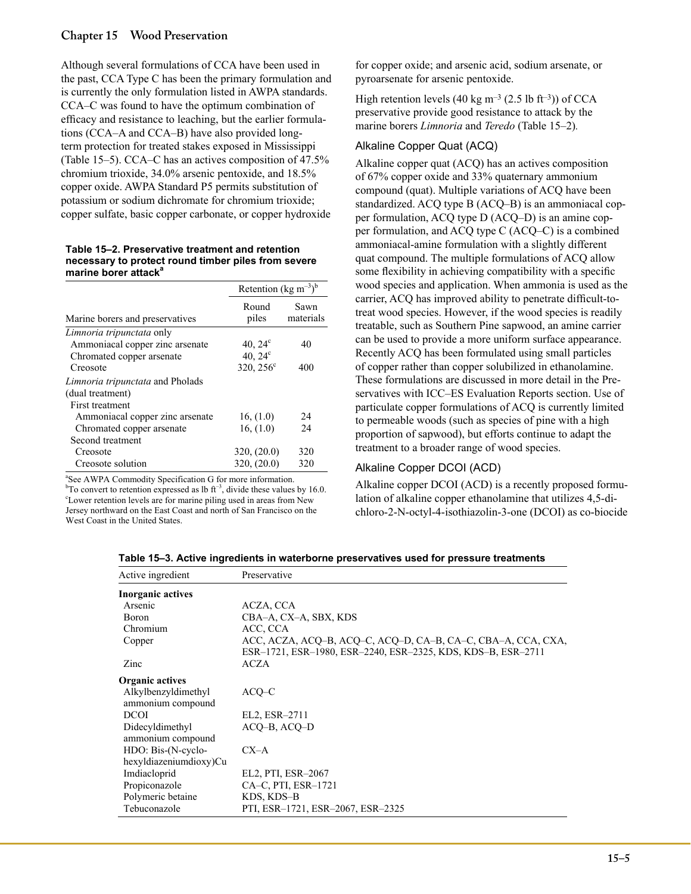Although several formulations of CCA have been used in the past, CCA Type C has been the primary formulation and is currently the only formulation listed in AWPA standards. CCA–C was found to have the optimum combination of efficacy and resistance to leaching, but the earlier formulations (CCA–A and CCA–B) have also provided long-term protection for treated stakes exposed in Mississippi (Table 15–5). CCA–C has an actives composition of 47.5% chromium trioxide, 34.0% arsenic pentoxide, and 18.5% copper oxide. AWPA Standard P5 permits substitution of potassium or sodium dichromate for chromium trioxide; copper sulfate, basic copper carbonate, or copper hydroxide for copper oxide; and arsenic acid, sodium arsenate, or pyroarsenate for arsenic pentoxide.

**Table 15–2. Preservative treatment and retention necessary to protect round timber piles from severe marine borer attack[a]**

| Marine borers and preservatives | Retention (kg $m^{-3}$)[b] Round piles | Sawn materials |
|---|---|---|
| *Limnoria tripunctata* only | | |
| Ammoniacal copper zinc arsenate | 40, 24[c] | 40 |
| Chromated copper arsenate | 40, 24[c] | |
| Creosote | 320, 256[c] | 400 |
| *Limnoria tripunctata* and Pholads (dual treatment) | | |
| First treatment | | |
| Ammoniacal copper zinc arsenate | 16, (1.0) | 24 |
| Chromated copper arsenate | 16, (1.0) | 24 |
| Second treatment | | |
| Creosote | 320, (20.0) | 320 |
| Creosote solution | 320, (20.0) | 320 |

[a]See AWPA Commodity Specification G for more information.
[b]To convert to retention expressed as lb $ft^{-3}$, divide these values by 16.0.
[c]Lower retention levels are for marine piling used in areas from New Jersey northward on the East Coast and north of San Francisco on the West Coast in the United States.

High retention levels (40 kg $m^{-3}$ (2.5 lb $ft^{-3}$)) of CCA preservative provide good resistance to attack by the marine borers *Limnoria* and *Teredo* (Table 15–2).

### Alkaline Copper Quat (ACQ)

Alkaline copper quat (ACQ) has an actives composition of 67% copper oxide and 33% quaternary ammonium compound (quat). Multiple variations of ACQ have been standardized. ACQ type B (ACQ–B) is an ammoniacal copper formulation, ACQ type D (ACQ–D) is an amine copper formulation, and ACQ type C (ACQ–C) is a combined ammoniacal-amine formulation with a slightly different quat compound. The multiple formulations of ACQ allow some flexibility in achieving compatibility with a specific wood species and application. When ammonia is used as the carrier, ACQ has improved ability to penetrate difficult-to-treat wood species. However, if the wood species is readily treatable, such as Southern Pine sapwood, an amine carrier can be used to provide a more uniform surface appearance. Recently ACQ has been formulated using small particles of copper rather than copper solubilized in ethanolamine. These formulations are discussed in more detail in the Preservatives with ICC–ES Evaluation Reports section. Use of particulate copper formulations of ACQ is currently limited to permeable woods (such as species of pine with a high proportion of sapwood), but efforts continue to adapt the treatment to a broader range of wood species.

### Alkaline Copper DCOI (ACD)

Alkaline copper DCOI (ACD) is a recently proposed formulation of alkaline copper ethanolamine that utilizes 4,5-dichloro-2-N-octyl-4-isothiazolin-3-one (DCOI) as co-biocide

**Table 15–3. Active ingredients in waterborne preservatives used for pressure treatments**

| Active ingredient | Preservative |
|---|---|
| **Inorganic actives** | |
| Arsenic | ACZA, CCA |
| Boron | CBA–A, CX–A, SBX, KDS |
| Chromium | ACC, CCA |
| Copper | ACC, ACZA, ACQ–B, ACQ–C, ACQ–D, CA–B, CA–C, CBA–A, CCA, CXA, ESR–1721, ESR–1980, ESR–2240, ESR–2325, KDS, KDS–B, ESR–2711 |
| Zinc | ACZA |
| **Organic actives** | |
| Alkylbenzyldimethyl ammonium compound | ACQ–C |
| DCOI | EL2, ESR–2711 |
| Didecyldimethyl ammonium compound | ACQ–B, ACQ–D |
| HDO: Bis-(N-cyclo-hexyldiazeniumdioxy)Cu | CX–A |
| Imdiacloprid | EL2, PTI, ESR–2067 |
| Propiconazole | CA–C, PTI, ESR–1721 |
| Polymeric betaine | KDS, KDS–B |
| Tebuconazole | PTI, ESR–1721, ESR–2067, ESR–2325 |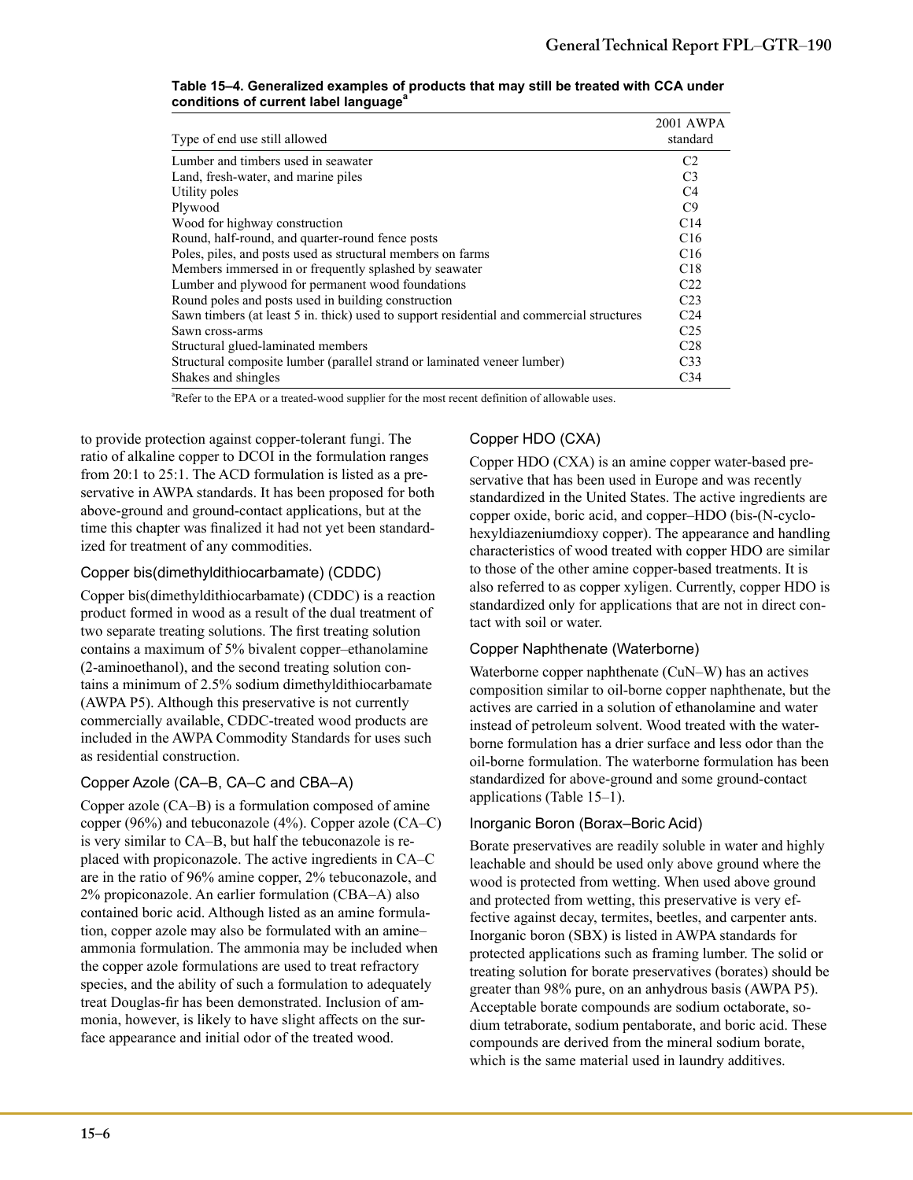**Table 15–4. Generalized examples of products that may still be treated with CCA under conditions of current label language[a]**

| Type of end use still allowed | 2001 AWPA standard |
|---|---|
| Lumber and timbers used in seawater | C2 |
| Land, fresh-water, and marine piles | C3 |
| Utility poles | C4 |
| Plywood | C9 |
| Wood for highway construction | C14 |
| Round, half-round, and quarter-round fence posts | C16 |
| Poles, piles, and posts used as structural members on farms | C16 |
| Members immersed in or frequently splashed by seawater | C18 |
| Lumber and plywood for permanent wood foundations | C22 |
| Round poles and posts used in building construction | C23 |
| Sawn timbers (at least 5 in. thick) used to support residential and commercial structures | C24 |
| Sawn cross-arms | C25 |
| Structural glued-laminated members | C28 |
| Structural composite lumber (parallel strand or laminated veneer lumber) | C33 |
| Shakes and shingles | C34 |

[a]Refer to the EPA or a treated-wood supplier for the most recent definition of allowable uses.

to provide protection against copper-tolerant fungi. The ratio of alkaline copper to DCOI in the formulation ranges from 20:1 to 25:1. The ACD formulation is listed as a preservative in AWPA standards. It has been proposed for both above-ground and ground-contact applications, but at the time this chapter was finalized it had not yet been standardized for treatment of any commodities.

### Copper bis(dimethyldithiocarbamate) (CDDC)

Copper bis(dimethyldithiocarbamate) (CDDC) is a reaction product formed in wood as a result of the dual treatment of two separate treating solutions. The first treating solution contains a maximum of 5% bivalent copper–ethanolamine (2-aminoethanol), and the second treating solution contains a minimum of 2.5% sodium dimethyldithiocarbamate (AWPA P5). Although this preservative is not currently commercially available, CDDC-treated wood products are included in the AWPA Commodity Standards for uses such as residential construction.

### Copper Azole (CA–B, CA–C and CBA–A)

Copper azole (CA–B) is a formulation composed of amine copper (96%) and tebuconazole (4%). Copper azole (CA–C) is very similar to CA–B, but half the tebuconazole is replaced with propiconazole. The active ingredients in CA–C are in the ratio of 96% amine copper, 2% tebuconazole, and 2% propiconazole. An earlier formulation (CBA–A) also contained boric acid. Although listed as an amine formulation, copper azole may also be formulated with an amine–ammonia formulation. The ammonia may be included when the copper azole formulations are used to treat refractory species, and the ability of such a formulation to adequately treat Douglas-fir has been demonstrated. Inclusion of ammonia, however, is likely to have slight affects on the surface appearance and initial odor of the treated wood.

### Copper HDO (CXA)

Copper HDO (CXA) is an amine copper water-based preservative that has been used in Europe and was recently standardized in the United States. The active ingredients are copper oxide, boric acid, and copper–HDO (bis-(N-cyclohexyldiazeniumdioxy copper). The appearance and handling characteristics of wood treated with copper HDO are similar to those of the other amine copper-based treatments. It is also referred to as copper xyligen. Currently, copper HDO is standardized only for applications that are not in direct contact with soil or water.

### Copper Naphthenate (Waterborne)

Waterborne copper naphthenate (CuN–W) has an actives composition similar to oil-borne copper naphthenate, but the actives are carried in a solution of ethanolamine and water instead of petroleum solvent. Wood treated with the waterborne formulation has a drier surface and less odor than the oil-borne formulation. The waterborne formulation has been standardized for above-ground and some ground-contact applications (Table 15–1).

### Inorganic Boron (Borax–Boric Acid)

Borate preservatives are readily soluble in water and highly leachable and should be used only above ground where the wood is protected from wetting. When used above ground and protected from wetting, this preservative is very effective against decay, termites, beetles, and carpenter ants. Inorganic boron (SBX) is listed in AWPA standards for protected applications such as framing lumber. The solid or treating solution for borate preservatives (borates) should be greater than 98% pure, on an anhydrous basis (AWPA P5). Acceptable borate compounds are sodium octaborate, sodium tetraborate, sodium pentaborate, and boric acid. These compounds are derived from the mineral sodium borate, which is the same material used in laundry additives.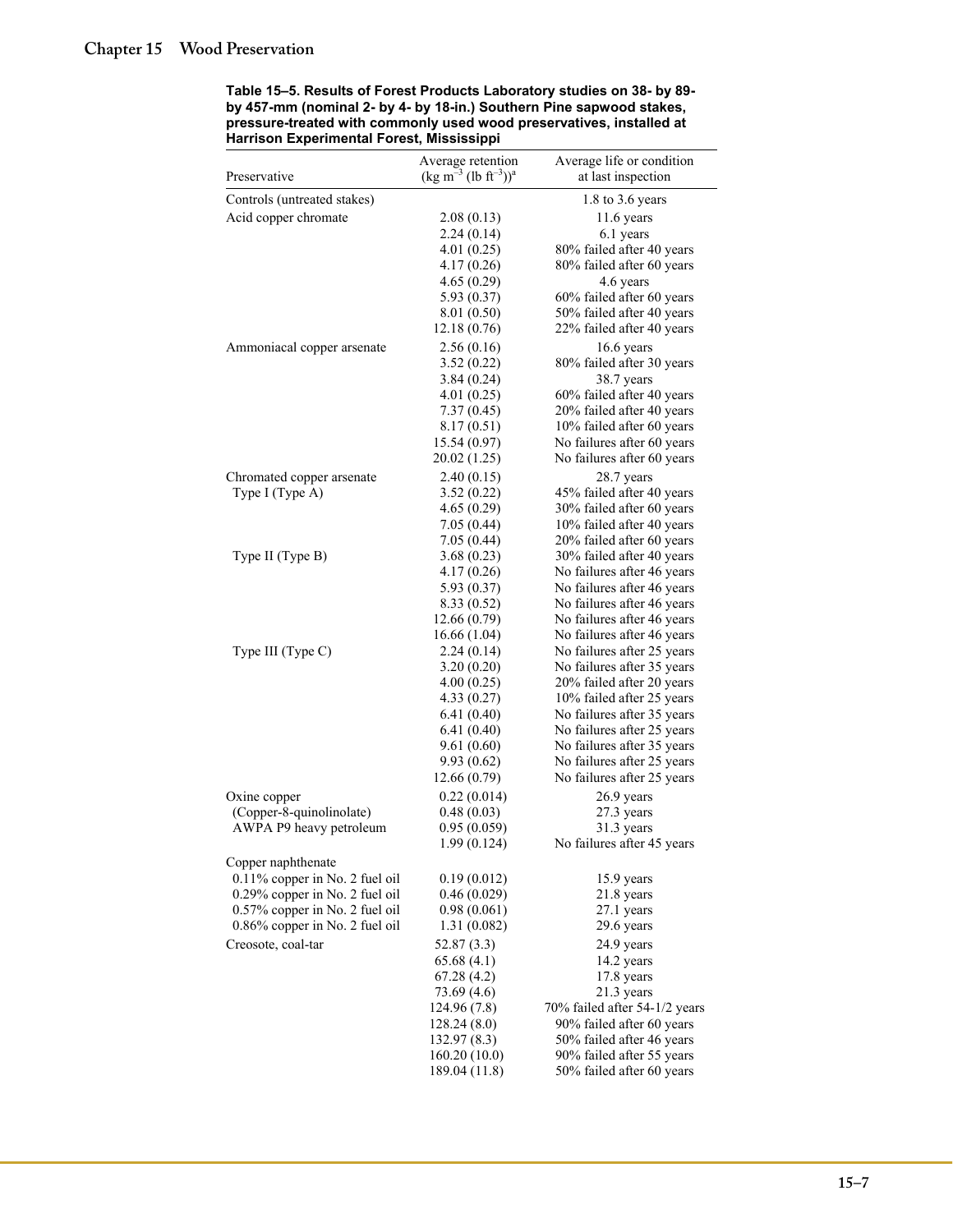**Table 15–5. Results of Forest Products Laboratory studies on 38- by 89- by 457-mm (nominal 2- by 4- by 18-in.) Southern Pine sapwood stakes, pressure-treated with commonly used wood preservatives, installed at Harrison Experimental Forest, Mississippi**

| Preservative | Average retention (kg m$^{-3}$ (lb ft$^{-3}$))[a] | Average life or condition at last inspection |
|---|---|---|
| Controls (untreated stakes) | | 1.8 to 3.6 years |
| Acid copper chromate | 2.08 (0.13) | 11.6 years |
| | 2.24 (0.14) | 6.1 years |
| | 4.01 (0.25) | 80% failed after 40 years |
| | 4.17 (0.26) | 80% failed after 60 years |
| | 4.65 (0.29) | 4.6 years |
| | 5.93 (0.37) | 60% failed after 60 years |
| | 8.01 (0.50) | 50% failed after 40 years |
| | 12.18 (0.76) | 22% failed after 40 years |
| Ammoniacal copper arsenate | 2.56 (0.16) | 16.6 years |
| | 3.52 (0.22) | 80% failed after 30 years |
| | 3.84 (0.24) | 38.7 years |
| | 4.01 (0.25) | 60% failed after 40 years |
| | 7.37 (0.45) | 20% failed after 40 years |
| | 8.17 (0.51) | 10% failed after 60 years |
| | 15.54 (0.97) | No failures after 60 years |
| | 20.02 (1.25) | No failures after 60 years |
| Chromated copper arsenate Type I (Type A) | 2.40 (0.15) | 28.7 years |
| | 3.52 (0.22) | 45% failed after 40 years |
| | 4.65 (0.29) | 30% failed after 60 years |
| | 7.05 (0.44) | 10% failed after 40 years |
| | 7.05 (0.44) | 20% failed after 60 years |
| Type II (Type B) | 3.68 (0.23) | 30% failed after 40 years |
| | 4.17 (0.26) | No failures after 46 years |
| | 5.93 (0.37) | No failures after 46 years |
| | 8.33 (0.52) | No failures after 46 years |
| | 12.66 (0.79) | No failures after 46 years |
| | 16.66 (1.04) | No failures after 46 years |
| Type III (Type C) | 2.24 (0.14) | No failures after 25 years |
| | 3.20 (0.20) | No failures after 35 years |
| | 4.00 (0.25) | 20% failed after 20 years |
| | 4.33 (0.27) | 10% failed after 25 years |
| | 6.41 (0.40) | No failures after 35 years |
| | 6.41 (0.40) | No failures after 25 years |
| | 9.61 (0.60) | No failures after 35 years |
| | 9.93 (0.62) | No failures after 25 years |
| | 12.66 (0.79) | No failures after 25 years |
| Oxine copper (Copper-8-quinolinolate) AWPA P9 heavy petroleum | 0.22 (0.014) | 26.9 years |
| | 0.48 (0.03) | 27.3 years |
| | 0.95 (0.059) | 31.3 years |
| | 1.99 (0.124) | No failures after 45 years |
| Copper naphthenate | | |
| 0.11% copper in No. 2 fuel oil | 0.19 (0.012) | 15.9 years |
| 0.29% copper in No. 2 fuel oil | 0.46 (0.029) | 21.8 years |
| 0.57% copper in No. 2 fuel oil | 0.98 (0.061) | 27.1 years |
| 0.86% copper in No. 2 fuel oil | 1.31 (0.082) | 29.6 years |
| Creosote, coal-tar | 52.87 (3.3) | 24.9 years |
| | 65.68 (4.1) | 14.2 years |
| | 67.28 (4.2) | 17.8 years |
| | 73.69 (4.6) | 21.3 years |
| | 124.96 (7.8) | 70% failed after 54-1/2 years |
| | 128.24 (8.0) | 90% failed after 60 years |
| | 132.97 (8.3) | 50% failed after 46 years |
| | 160.20 (10.0) | 90% failed after 55 years |
| | 189.04 (11.8) | 50% failed after 60 years |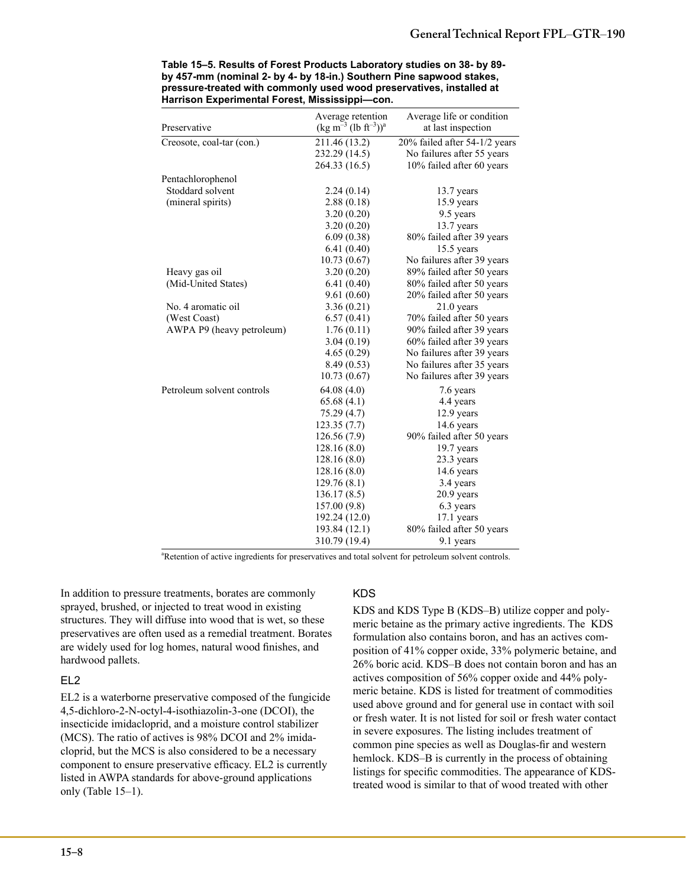**Table 15–5. Results of Forest Products Laboratory studies on 38- by 89- by 457-mm (nominal 2- by 4- by 18-in.) Southern Pine sapwood stakes, pressure-treated with commonly used wood preservatives, installed at Harrison Experimental Forest, Mississippi—con.**

| Preservative | Average retention $(kg\ m^{-3}\ (lb\ ft^{-3}))$[a] | Average life or condition at last inspection |
|---|---|---|
| Creosote, coal-tar (con.) | 211.46 (13.2) | 20% failed after 54-1/2 years |
| | 232.29 (14.5) | No failures after 55 years |
| | 264.33 (16.5) | 10% failed after 60 years |
| Pentachlorophenol | | |
| Stoddard solvent | 2.24 (0.14) | 13.7 years |
| (mineral spirits) | 2.88 (0.18) | 15.9 years |
| | 3.20 (0.20) | 9.5 years |
| | 3.20 (0.20) | 13.7 years |
| | 6.09 (0.38) | 80% failed after 39 years |
| | 6.41 (0.40) | 15.5 years |
| | 10.73 (0.67) | No failures after 39 years |
| Heavy gas oil | 3.20 (0.20) | 89% failed after 50 years |
| (Mid-United States) | 6.41 (0.40) | 80% failed after 50 years |
| | 9.61 (0.60) | 20% failed after 50 years |
| No. 4 aromatic oil | 3.36 (0.21) | 21.0 years |
| (West Coast) | 6.57 (0.41) | 70% failed after 50 years |
| AWPA P9 (heavy petroleum) | 1.76 (0.11) | 90% failed after 39 years |
| | 3.04 (0.19) | 60% failed after 39 years |
| | 4.65 (0.29) | No failures after 39 years |
| | 8.49 (0.53) | No failures after 35 years |
| | 10.73 (0.67) | No failures after 39 years |
| Petroleum solvent controls | 64.08 (4.0) | 7.6 years |
| | 65.68 (4.1) | 4.4 years |
| | 75.29 (4.7) | 12.9 years |
| | 123.35 (7.7) | 14.6 years |
| | 126.56 (7.9) | 90% failed after 50 years |
| | 128.16 (8.0) | 19.7 years |
| | 128.16 (8.0) | 23.3 years |
| | 128.16 (8.0) | 14.6 years |
| | 129.76 (8.1) | 3.4 years |
| | 136.17 (8.5) | 20.9 years |
| | 157.00 (9.8) | 6.3 years |
| | 192.24 (12.0) | 17.1 years |
| | 193.84 (12.1) | 80% failed after 50 years |
| | 310.79 (19.4) | 9.1 years |

[a]Retention of active ingredients for preservatives and total solvent for petroleum solvent controls.

In addition to pressure treatments, borates are commonly sprayed, brushed, or injected to treat wood in existing structures. They will diffuse into wood that is wet, so these preservatives are often used as a remedial treatment. Borates are widely used for log homes, natural wood finishes, and hardwood pallets.

### EL2

EL2 is a waterborne preservative composed of the fungicide 4,5-dichloro-2-N-octyl-4-isothiazolin-3-one (DCOI), the insecticide imidacloprid, and a moisture control stabilizer (MCS). The ratio of actives is 98% DCOI and 2% imidacloprid, but the MCS is also considered to be a necessary component to ensure preservative efficacy. EL2 is currently listed in AWPA standards for above-ground applications only (Table 15–1).

### KDS

KDS and KDS Type B (KDS–B) utilize copper and polymeric betaine as the primary active ingredients. The KDS formulation also contains boron, and has an actives composition of 41% copper oxide, 33% polymeric betaine, and 26% boric acid. KDS–B does not contain boron and has an actives composition of 56% copper oxide and 44% polymeric betaine. KDS is listed for treatment of commodities used above ground and for general use in contact with soil or fresh water. It is not listed for soil or fresh water contact in severe exposures. The listing includes treatment of common pine species as well as Douglas-fir and western hemlock. KDS–B is currently in the process of obtaining listings for specific commodities. The appearance of KDS-treated wood is similar to that of wood treated with other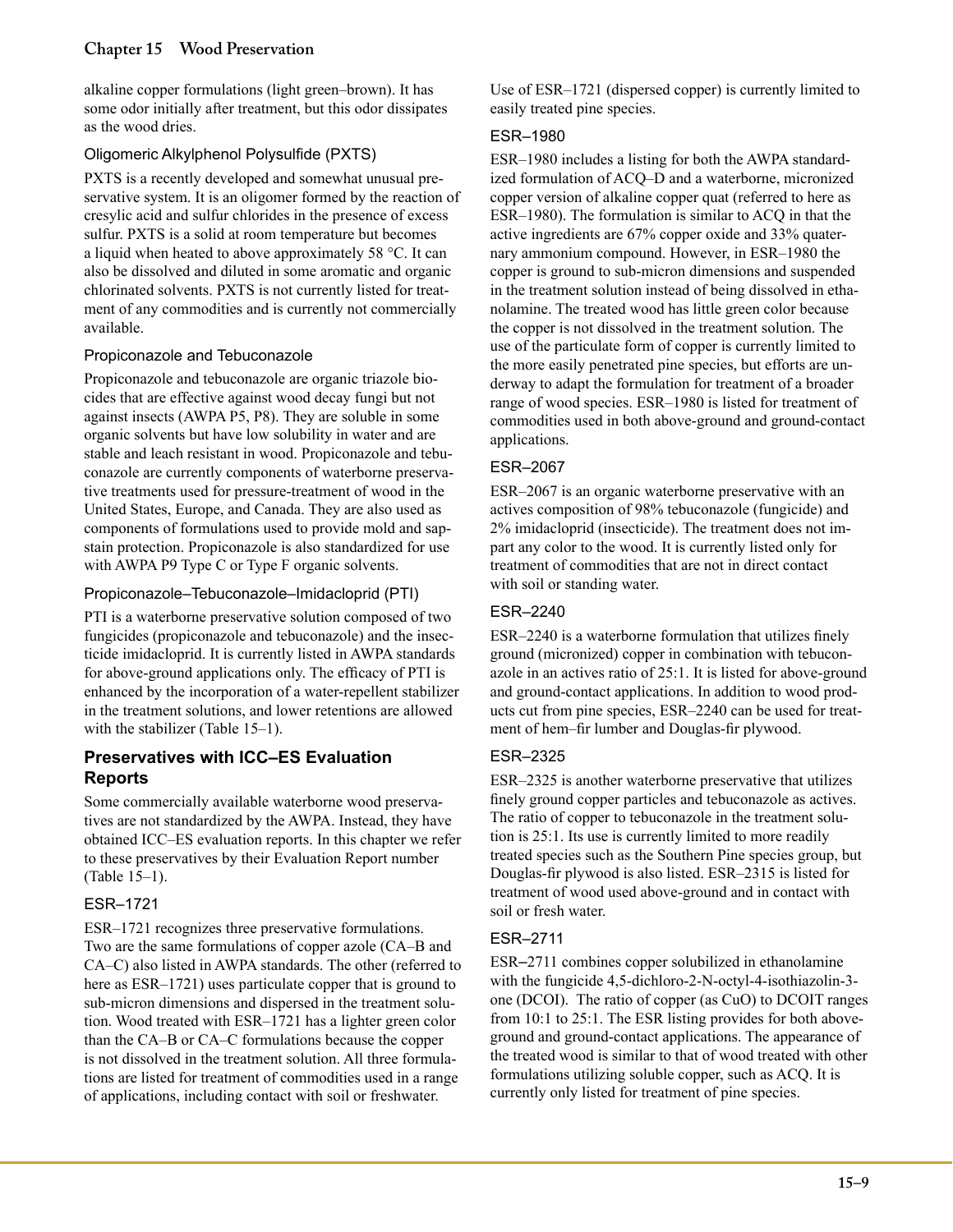alkaline copper formulations (light green–brown). It has some odor initially after treatment, but this odor dissipates as the wood dries.

### Oligomeric Alkylphenol Polysulfide (PXTS)

PXTS is a recently developed and somewhat unusual preservative system. It is an oligomer formed by the reaction of cresylic acid and sulfur chlorides in the presence of excess sulfur. PXTS is a solid at room temperature but becomes a liquid when heated to above approximately 58 °C. It can also be dissolved and diluted in some aromatic and organic chlorinated solvents. PXTS is not currently listed for treatment of any commodities and is currently not commercially available.

### Propiconazole and Tebuconazole

Propiconazole and tebuconazole are organic triazole biocides that are effective against wood decay fungi but not against insects (AWPA P5, P8). They are soluble in some organic solvents but have low solubility in water and are stable and leach resistant in wood. Propiconazole and tebuconazole are currently components of waterborne preservative treatments used for pressure-treatment of wood in the United States, Europe, and Canada. They are also used as components of formulations used to provide mold and sapstain protection. Propiconazole is also standardized for use with AWPA P9 Type C or Type F organic solvents.

### Propiconazole–Tebuconazole–Imidacloprid (PTI)

PTI is a waterborne preservative solution composed of two fungicides (propiconazole and tebuconazole) and the insecticide imidacloprid. It is currently listed in AWPA standards for above-ground applications only. The efficacy of PTI is enhanced by the incorporation of a water-repellent stabilizer in the treatment solutions, and lower retentions are allowed with the stabilizer (Table 15–1).

## Preservatives with ICC–ES Evaluation Reports

Some commercially available waterborne wood preservatives are not standardized by the AWPA. Instead, they have obtained ICC–ES evaluation reports. In this chapter we refer to these preservatives by their Evaluation Report number (Table 15–1).

### ESR–1721

ESR–1721 recognizes three preservative formulations. Two are the same formulations of copper azole (CA–B and CA–C) also listed in AWPA standards. The other (referred to here as ESR–1721) uses particulate copper that is ground to sub-micron dimensions and dispersed in the treatment solution. Wood treated with ESR–1721 has a lighter green color than the CA–B or CA–C formulations because the copper is not dissolved in the treatment solution. All three formulations are listed for treatment of commodities used in a range of applications, including contact with soil or freshwater. Use of ESR–1721 (dispersed copper) is currently limited to easily treated pine species.

### ESR–1980

ESR–1980 includes a listing for both the AWPA standardized formulation of ACQ–D and a waterborne, micronized copper version of alkaline copper quat (referred to here as ESR–1980). The formulation is similar to ACQ in that the active ingredients are 67% copper oxide and 33% quaternary ammonium compound. However, in ESR–1980 the copper is ground to sub-micron dimensions and suspended in the treatment solution instead of being dissolved in ethanolamine. The treated wood has little green color because the copper is not dissolved in the treatment solution. The use of the particulate form of copper is currently limited to the more easily penetrated pine species, but efforts are underway to adapt the formulation for treatment of a broader range of wood species. ESR–1980 is listed for treatment of commodities used in both above-ground and ground-contact applications.

### ESR–2067

ESR–2067 is an organic waterborne preservative with an actives composition of 98% tebuconazole (fungicide) and 2% imidacloprid (insecticide). The treatment does not impart any color to the wood. It is currently listed only for treatment of commodities that are not in direct contact with soil or standing water.

### ESR–2240

ESR–2240 is a waterborne formulation that utilizes finely ground (micronized) copper in combination with tebuconazole in an actives ratio of 25:1. It is listed for above-ground and ground-contact applications. In addition to wood products cut from pine species, ESR–2240 can be used for treatment of hem–fir lumber and Douglas-fir plywood.

### ESR–2325

ESR–2325 is another waterborne preservative that utilizes finely ground copper particles and tebuconazole as actives. The ratio of copper to tebuconazole in the treatment solution is 25:1. Its use is currently limited to more readily treated species such as the Southern Pine species group, but Douglas-fir plywood is also listed. ESR–2315 is listed for treatment of wood used above-ground and in contact with soil or fresh water.

### ESR–2711

ESR–2711 combines copper solubilized in ethanolamine with the fungicide 4,5-dichloro-2-N-octyl-4-isothiazolin-3-one (DCOI). The ratio of copper (as CuO) to DCOIT ranges from 10:1 to 25:1. The ESR listing provides for both above-ground and ground-contact applications. The appearance of the treated wood is similar to that of wood treated with other formulations utilizing soluble copper, such as ACQ. It is currently only listed for treatment of pine species.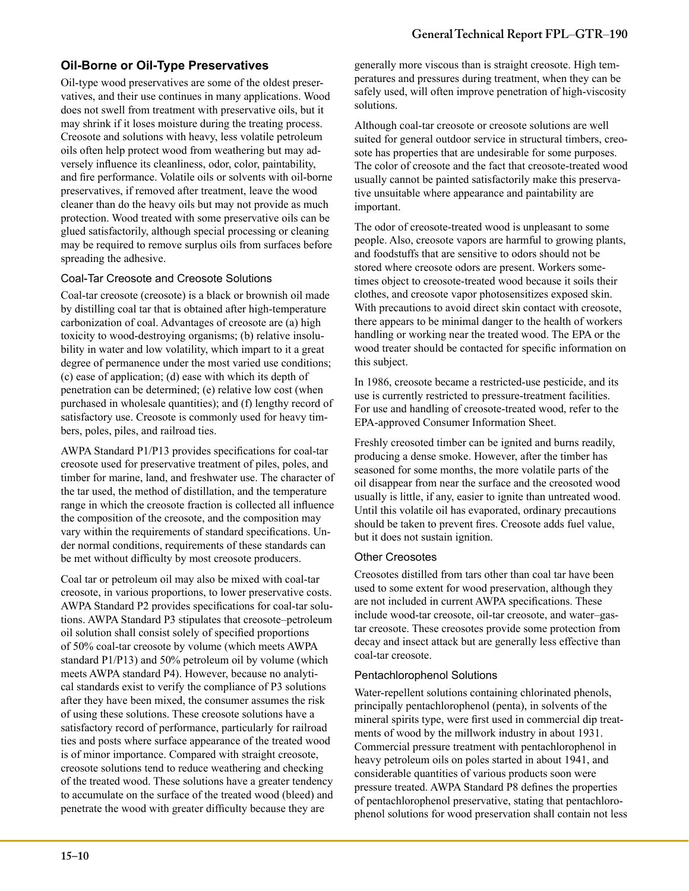## Oil-Borne or Oil-Type Preservatives

Oil-type wood preservatives are some of the oldest preservatives, and their use continues in many applications. Wood does not swell from treatment with preservative oils, but it may shrink if it loses moisture during the treating process. Creosote and solutions with heavy, less volatile petroleum oils often help protect wood from weathering but may adversely influence its cleanliness, odor, color, paintability, and fire performance. Volatile oils or solvents with oil-borne preservatives, if removed after treatment, leave the wood cleaner than do the heavy oils but may not provide as much protection. Wood treated with some preservative oils can be glued satisfactorily, although special processing or cleaning may be required to remove surplus oils from surfaces before spreading the adhesive.

### Coal-Tar Creosote and Creosote Solutions

Coal-tar creosote (creosote) is a black or brownish oil made by distilling coal tar that is obtained after high-temperature carbonization of coal. Advantages of creosote are (a) high toxicity to wood-destroying organisms; (b) relative insolubility in water and low volatility, which impart to it a great degree of permanence under the most varied use conditions; (c) ease of application; (d) ease with which its depth of penetration can be determined; (e) relative low cost (when purchased in wholesale quantities); and (f) lengthy record of satisfactory use. Creosote is commonly used for heavy timbers, poles, piles, and railroad ties.

AWPA Standard P1/P13 provides specifications for coal-tar creosote used for preservative treatment of piles, poles, and timber for marine, land, and freshwater use. The character of the tar used, the method of distillation, and the temperature range in which the creosote fraction is collected all influence the composition of the creosote, and the composition may vary within the requirements of standard specifications. Under normal conditions, requirements of these standards can be met without difficulty by most creosote producers.

Coal tar or petroleum oil may also be mixed with coal-tar creosote, in various proportions, to lower preservative costs. AWPA Standard P2 provides specifications for coal-tar solutions. AWPA Standard P3 stipulates that creosote–petroleum oil solution shall consist solely of specified proportions of 50% coal-tar creosote by volume (which meets AWPA standard P1/P13) and 50% petroleum oil by volume (which meets AWPA standard P4). However, because no analytical standards exist to verify the compliance of P3 solutions after they have been mixed, the consumer assumes the risk of using these solutions. These creosote solutions have a satisfactory record of performance, particularly for railroad ties and posts where surface appearance of the treated wood is of minor importance. Compared with straight creosote, creosote solutions tend to reduce weathering and checking of the treated wood. These solutions have a greater tendency to accumulate on the surface of the treated wood (bleed) and penetrate the wood with greater difficulty because they are generally more viscous than is straight creosote. High temperatures and pressures during treatment, when they can be safely used, will often improve penetration of high-viscosity solutions.

Although coal-tar creosote or creosote solutions are well suited for general outdoor service in structural timbers, creosote has properties that are undesirable for some purposes. The color of creosote and the fact that creosote-treated wood usually cannot be painted satisfactorily make this preservative unsuitable where appearance and paintability are important.

The odor of creosote-treated wood is unpleasant to some people. Also, creosote vapors are harmful to growing plants, and foodstuffs that are sensitive to odors should not be stored where creosote odors are present. Workers sometimes object to creosote-treated wood because it soils their clothes, and creosote vapor photosensitizes exposed skin. With precautions to avoid direct skin contact with creosote, there appears to be minimal danger to the health of workers handling or working near the treated wood. The EPA or the wood treater should be contacted for specific information on this subject.

In 1986, creosote became a restricted-use pesticide, and its use is currently restricted to pressure-treatment facilities. For use and handling of creosote-treated wood, refer to the EPA-approved Consumer Information Sheet.

Freshly creosoted timber can be ignited and burns readily, producing a dense smoke. However, after the timber has seasoned for some months, the more volatile parts of the oil disappear from near the surface and the creosoted wood usually is little, if any, easier to ignite than untreated wood. Until this volatile oil has evaporated, ordinary precautions should be taken to prevent fires. Creosote adds fuel value, but it does not sustain ignition.

### Other Creosotes

Creosotes distilled from tars other than coal tar have been used to some extent for wood preservation, although they are not included in current AWPA specifications. These include wood-tar creosote, oil-tar creosote, and water–gas-tar creosote. These creosotes provide some protection from decay and insect attack but are generally less effective than coal-tar creosote.

### Pentachlorophenol Solutions

Water-repellent solutions containing chlorinated phenols, principally pentachlorophenol (penta), in solvents of the mineral spirits type, were first used in commercial dip treatments of wood by the millwork industry in about 1931. Commercial pressure treatment with pentachlorophenol in heavy petroleum oils on poles started in about 1941, and considerable quantities of various products soon were pressure treated. AWPA Standard P8 defines the properties of pentachlorophenol preservative, stating that pentachlorophenol solutions for wood preservation shall contain not less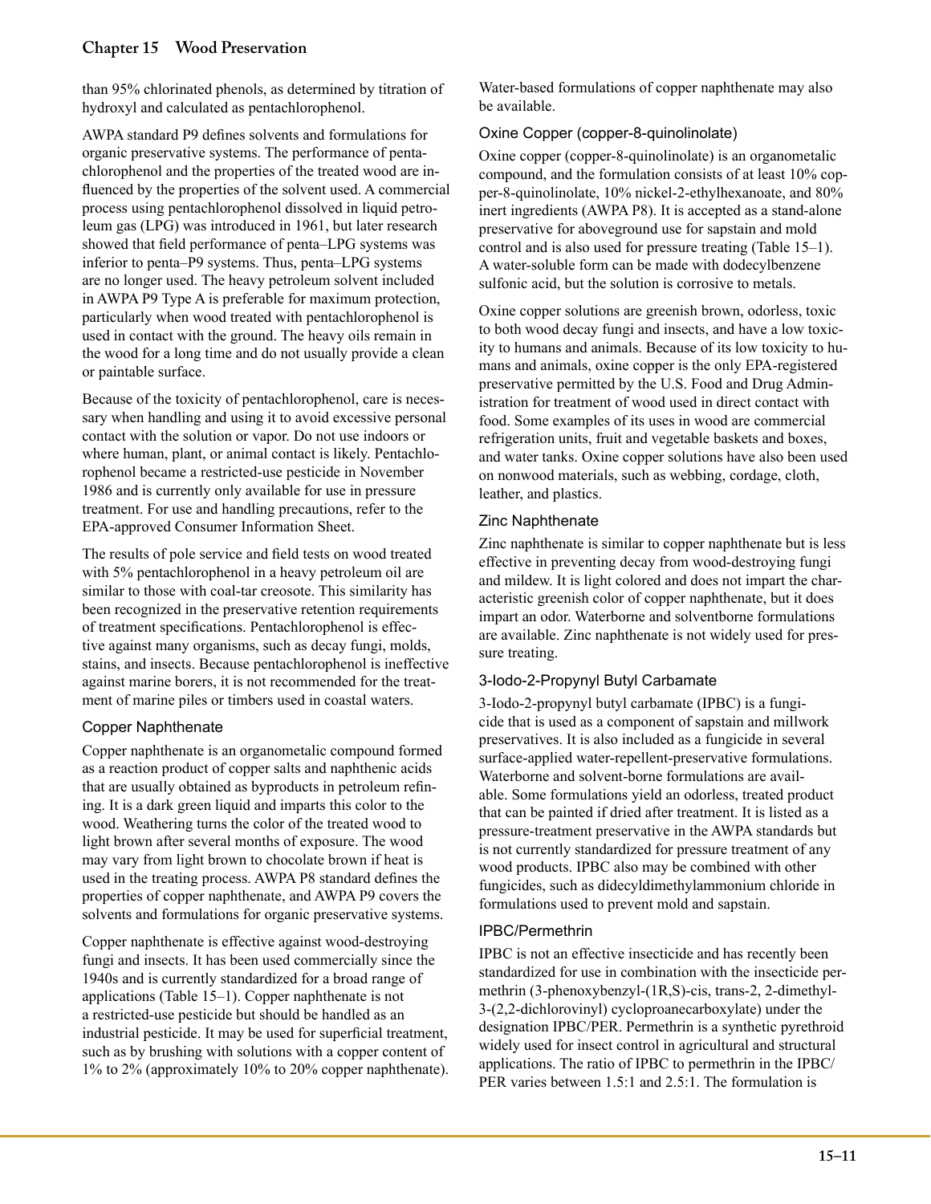than 95% chlorinated phenols, as determined by titration of hydroxyl and calculated as pentachlorophenol.

AWPA standard P9 defines solvents and formulations for organic preservative systems. The performance of pentachlorophenol and the properties of the treated wood are influenced by the properties of the solvent used. A commercial process using pentachlorophenol dissolved in liquid petroleum gas (LPG) was introduced in 1961, but later research showed that field performance of penta–LPG systems was inferior to penta–P9 systems. Thus, penta–LPG systems are no longer used. The heavy petroleum solvent included in AWPA P9 Type A is preferable for maximum protection, particularly when wood treated with pentachlorophenol is used in contact with the ground. The heavy oils remain in the wood for a long time and do not usually provide a clean or paintable surface.

Because of the toxicity of pentachlorophenol, care is necessary when handling and using it to avoid excessive personal contact with the solution or vapor. Do not use indoors or where human, plant, or animal contact is likely. Pentachlorophenol became a restricted-use pesticide in November 1986 and is currently only available for use in pressure treatment. For use and handling precautions, refer to the EPA-approved Consumer Information Sheet.

The results of pole service and field tests on wood treated with 5% pentachlorophenol in a heavy petroleum oil are similar to those with coal-tar creosote. This similarity has been recognized in the preservative retention requirements of treatment specifications. Pentachlorophenol is effective against many organisms, such as decay fungi, molds, stains, and insects. Because pentachlorophenol is ineffective against marine borers, it is not recommended for the treatment of marine piles or timbers used in coastal waters.

### Copper Naphthenate

Copper naphthenate is an organometalic compound formed as a reaction product of copper salts and naphthenic acids that are usually obtained as byproducts in petroleum refining. It is a dark green liquid and imparts this color to the wood. Weathering turns the color of the treated wood to light brown after several months of exposure. The wood may vary from light brown to chocolate brown if heat is used in the treating process. AWPA P8 standard defines the properties of copper naphthenate, and AWPA P9 covers the solvents and formulations for organic preservative systems.

Copper naphthenate is effective against wood-destroying fungi and insects. It has been used commercially since the 1940s and is currently standardized for a broad range of applications (Table 15–1). Copper naphthenate is not a restricted-use pesticide but should be handled as an industrial pesticide. It may be used for superficial treatment, such as by brushing with solutions with a copper content of 1% to 2% (approximately 10% to 20% copper naphthenate). Water-based formulations of copper naphthenate may also be available.

### Oxine Copper (copper-8-quinolinolate)

Oxine copper (copper-8-quinolinolate) is an organometalic compound, and the formulation consists of at least 10% copper-8-quinolinolate, 10% nickel-2-ethylhexanoate, and 80% inert ingredients (AWPA P8). It is accepted as a stand-alone preservative for aboveground use for sapstain and mold control and is also used for pressure treating (Table 15–1). A water-soluble form can be made with dodecylbenzene sulfonic acid, but the solution is corrosive to metals.

Oxine copper solutions are greenish brown, odorless, toxic to both wood decay fungi and insects, and have a low toxicity to humans and animals. Because of its low toxicity to humans and animals, oxine copper is the only EPA-registered preservative permitted by the U.S. Food and Drug Administration for treatment of wood used in direct contact with food. Some examples of its uses in wood are commercial refrigeration units, fruit and vegetable baskets and boxes, and water tanks. Oxine copper solutions have also been used on nonwood materials, such as webbing, cordage, cloth, leather, and plastics.

### Zinc Naphthenate

Zinc naphthenate is similar to copper naphthenate but is less effective in preventing decay from wood-destroying fungi and mildew. It is light colored and does not impart the characteristic greenish color of copper naphthenate, but it does impart an odor. Waterborne and solventborne formulations are available. Zinc naphthenate is not widely used for pressure treating.

### 3-Iodo-2-Propynyl Butyl Carbamate

3-Iodo-2-propynyl butyl carbamate (IPBC) is a fungicide that is used as a component of sapstain and millwork preservatives. It is also included as a fungicide in several surface-applied water-repellent-preservative formulations. Waterborne and solvent-borne formulations are available. Some formulations yield an odorless, treated product that can be painted if dried after treatment. It is listed as a pressure-treatment preservative in the AWPA standards but is not currently standardized for pressure treatment of any wood products. IPBC also may be combined with other fungicides, such as didecyldimethylammonium chloride in formulations used to prevent mold and sapstain.

### IPBC/Permethrin

IPBC is not an effective insecticide and has recently been standardized for use in combination with the insecticide permethrin (3-phenoxybenzyl-(1R,S)-cis, trans-2, 2-dimethyl-3-(2,2-dichlorovinyl) cycloproanecarboxylate) under the designation IPBC/PER. Permethrin is a synthetic pyrethroid widely used for insect control in agricultural and structural applications. The ratio of IPBC to permethrin in the IPBC/PER varies between 1.5:1 and 2.5:1. The formulation is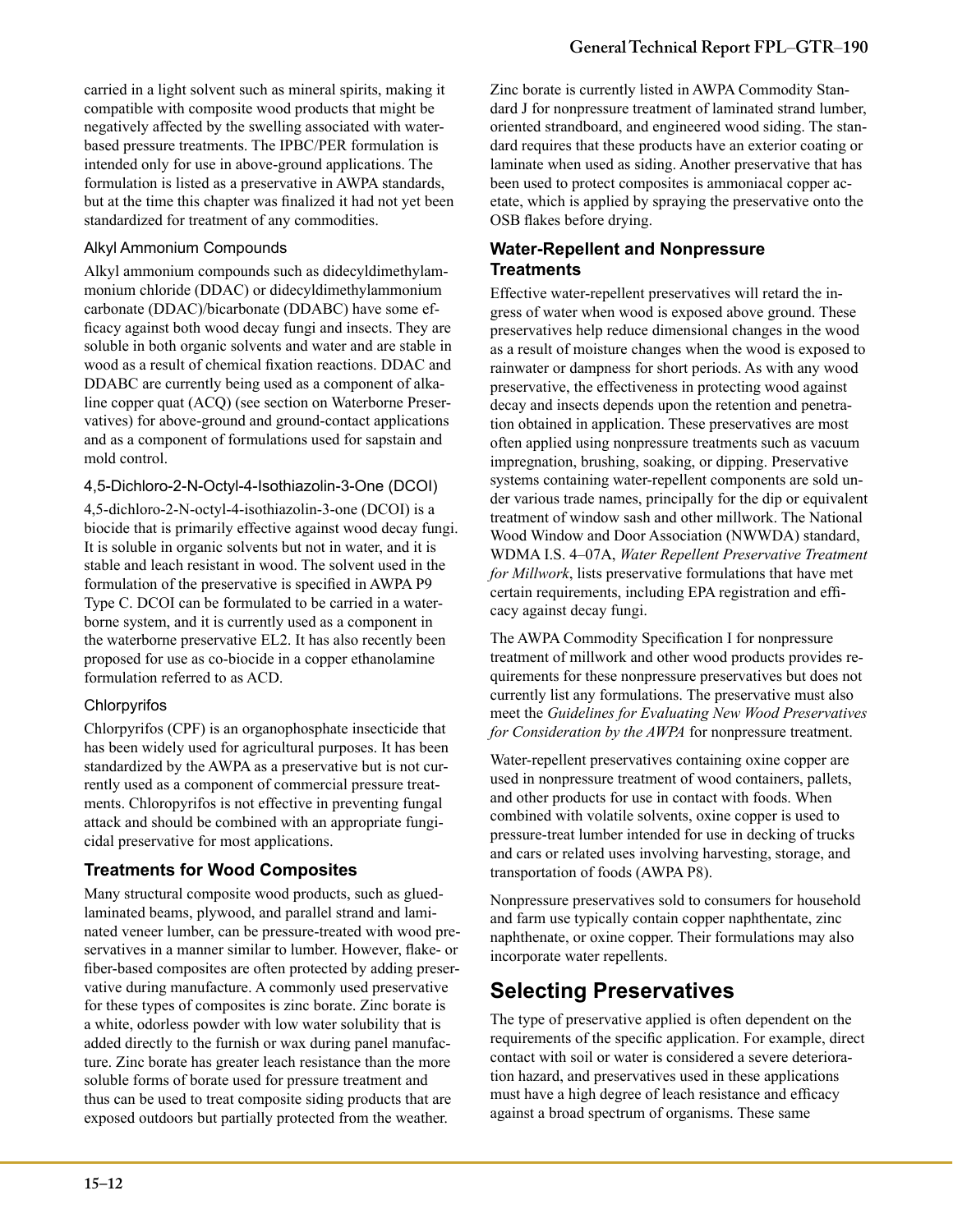carried in a light solvent such as mineral spirits, making it compatible with composite wood products that might be negatively affected by the swelling associated with water-based pressure treatments. The IPBC/PER formulation is intended only for use in above-ground applications. The formulation is listed as a preservative in AWPA standards, but at the time this chapter was finalized it had not yet been standardized for treatment of any commodities.

#### Alkyl Ammonium Compounds

Alkyl ammonium compounds such as didecyldimethylammonium chloride (DDAC) or didecyldimethylammonium carbonate (DDAC)/bicarbonate (DDABC) have some efficacy against both wood decay fungi and insects. They are soluble in both organic solvents and water and are stable in wood as a result of chemical fixation reactions. DDAC and DDABC are currently being used as a component of alkaline copper quat (ACQ) (see section on Waterborne Preservatives) for above-ground and ground-contact applications and as a component of formulations used for sapstain and mold control.

#### 4,5-Dichloro-2-N-Octyl-4-Isothiazolin-3-One (DCOI)

4,5-dichloro-2-N-octyl-4-isothiazolin-3-one (DCOI) is a biocide that is primarily effective against wood decay fungi. It is soluble in organic solvents but not in water, and it is stable and leach resistant in wood. The solvent used in the formulation of the preservative is specified in AWPA P9 Type C. DCOI can be formulated to be carried in a waterborne system, and it is currently used as a component in the waterborne preservative EL2. It has also recently been proposed for use as co-biocide in a copper ethanolamine formulation referred to as ACD.

#### Chlorpyrifos

Chlorpyrifos (CPF) is an organophosphate insecticide that has been widely used for agricultural purposes. It has been standardized by the AWPA as a preservative but is not currently used as a component of commercial pressure treatments. Chloropyrifos is not effective in preventing fungal attack and should be combined with an appropriate fungicidal preservative for most applications.

### Treatments for Wood Composites

Many structural composite wood products, such as glued-laminated beams, plywood, and parallel strand and laminated veneer lumber, can be pressure-treated with wood preservatives in a manner similar to lumber. However, flake- or fiber-based composites are often protected by adding preservative during manufacture. A commonly used preservative for these types of composites is zinc borate. Zinc borate is a white, odorless powder with low water solubility that is added directly to the furnish or wax during panel manufacture. Zinc borate has greater leach resistance than the more soluble forms of borate used for pressure treatment and thus can be used to treat composite siding products that are exposed outdoors but partially protected from the weather.

Zinc borate is currently listed in AWPA Commodity Standard J for nonpressure treatment of laminated strand lumber, oriented strandboard, and engineered wood siding. The standard requires that these products have an exterior coating or laminate when used as siding. Another preservative that has been used to protect composites is ammoniacal copper acetate, which is applied by spraying the preservative onto the OSB flakes before drying.

### Water-Repellent and Nonpressure Treatments

Effective water-repellent preservatives will retard the ingress of water when wood is exposed above ground. These preservatives help reduce dimensional changes in the wood as a result of moisture changes when the wood is exposed to rainwater or dampness for short periods. As with any wood preservative, the effectiveness in protecting wood against decay and insects depends upon the retention and penetration obtained in application. These preservatives are most often applied using nonpressure treatments such as vacuum impregnation, brushing, soaking, or dipping. Preservative systems containing water-repellent components are sold under various trade names, principally for the dip or equivalent treatment of window sash and other millwork. The National Wood Window and Door Association (NWWDA) standard, WDMA I.S. 4–07A, *Water Repellent Preservative Treatment for Millwork*, lists preservative formulations that have met certain requirements, including EPA registration and efficacy against decay fungi.

The AWPA Commodity Specification I for nonpressure treatment of millwork and other wood products provides requirements for these nonpressure preservatives but does not currently list any formulations. The preservative must also meet the *Guidelines for Evaluating New Wood Preservatives for Consideration by the AWPA* for nonpressure treatment.

Water-repellent preservatives containing oxine copper are used in nonpressure treatment of wood containers, pallets, and other products for use in contact with foods. When combined with volatile solvents, oxine copper is used to pressure-treat lumber intended for use in decking of trucks and cars or related uses involving harvesting, storage, and transportation of foods (AWPA P8).

Nonpressure preservatives sold to consumers for household and farm use typically contain copper naphthentate, zinc naphthenate, or oxine copper. Their formulations may also incorporate water repellents.

## Selecting Preservatives

The type of preservative applied is often dependent on the requirements of the specific application. For example, direct contact with soil or water is considered a severe deterioration hazard, and preservatives used in these applications must have a high degree of leach resistance and efficacy against a broad spectrum of organisms. These same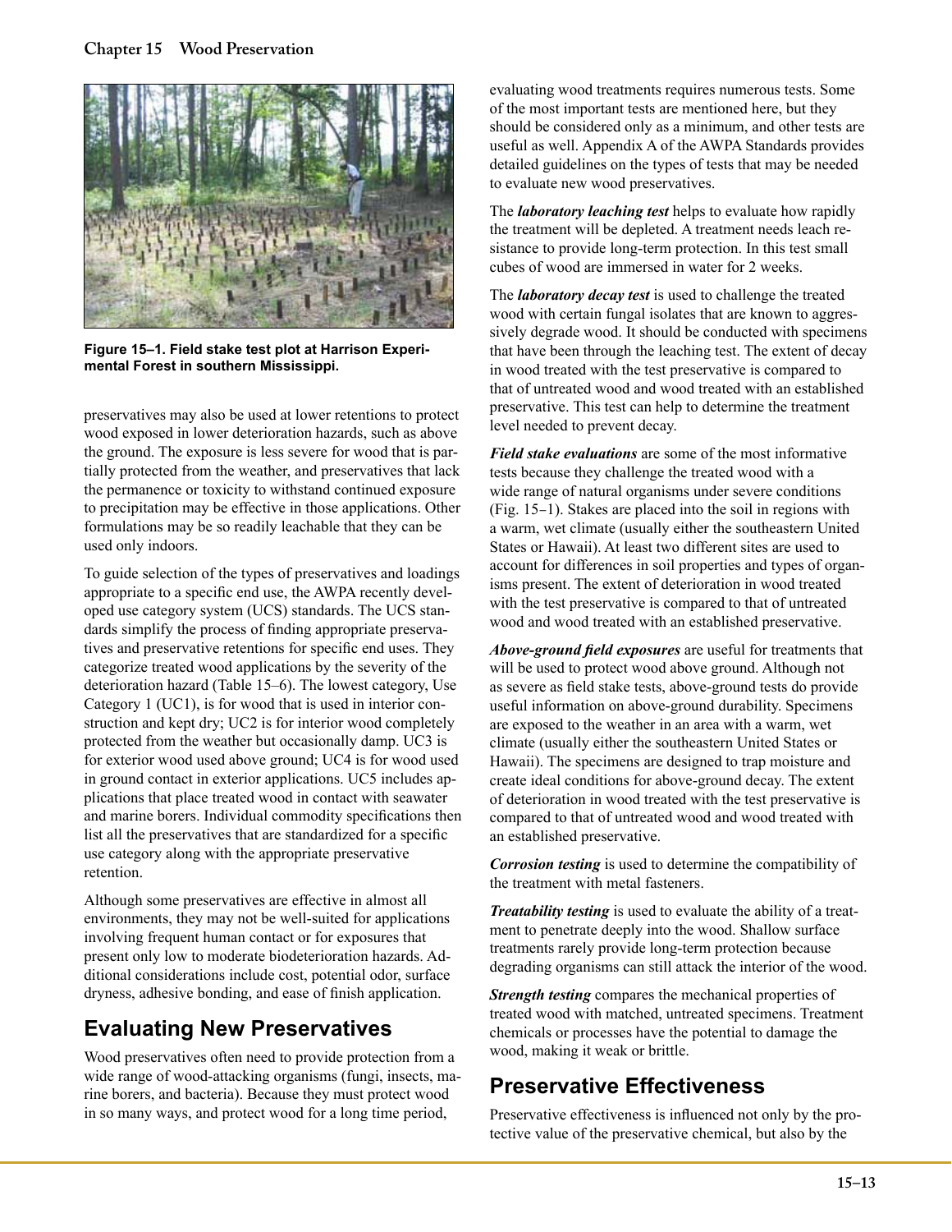Figure 15–1. Field stake test plot at Harrison Experimental Forest in southern Mississippi.

preservatives may also be used at lower retentions to protect wood exposed in lower deterioration hazards, such as above the ground. The exposure is less severe for wood that is partially protected from the weather, and preservatives that lack the permanence or toxicity to withstand continued exposure to precipitation may be effective in those applications. Other formulations may be so readily leachable that they can be used only indoors.

To guide selection of the types of preservatives and loadings appropriate to a specific end use, the AWPA recently developed use category system (UCS) standards. The UCS standards simplify the process of finding appropriate preservatives and preservative retentions for specific end uses. They categorize treated wood applications by the severity of the deterioration hazard (Table 15–6). The lowest category, Use Category 1 (UC1), is for wood that is used in interior construction and kept dry; UC2 is for interior wood completely protected from the weather but occasionally damp. UC3 is for exterior wood used above ground; UC4 is for wood used in ground contact in exterior applications. UC5 includes applications that place treated wood in contact with seawater and marine borers. Individual commodity specifications then list all the preservatives that are standardized for a specific use category along with the appropriate preservative retention.

Although some preservatives are effective in almost all environments, they may not be well-suited for applications involving frequent human contact or for exposures that present only low to moderate biodeterioration hazards. Additional considerations include cost, potential odor, surface dryness, adhesive bonding, and ease of finish application.

## Evaluating New Preservatives

Wood preservatives often need to provide protection from a wide range of wood-attacking organisms (fungi, insects, marine borers, and bacteria). Because they must protect wood in so many ways, and protect wood for a long time period, evaluating wood treatments requires numerous tests. Some of the most important tests are mentioned here, but they should be considered only as a minimum, and other tests are useful as well. Appendix A of the AWPA Standards provides detailed guidelines on the types of tests that may be needed to evaluate new wood preservatives.

The ***laboratory leaching test*** helps to evaluate how rapidly the treatment will be depleted. A treatment needs leach resistance to provide long-term protection. In this test small cubes of wood are immersed in water for 2 weeks.

The ***laboratory decay test*** is used to challenge the treated wood with certain fungal isolates that are known to aggressively degrade wood. It should be conducted with specimens that have been through the leaching test. The extent of decay in wood treated with the test preservative is compared to that of untreated wood and wood treated with an established preservative. This test can help to determine the treatment level needed to prevent decay.

***Field stake evaluations*** are some of the most informative tests because they challenge the treated wood with a wide range of natural organisms under severe conditions (Fig. 15–1). Stakes are placed into the soil in regions with a warm, wet climate (usually either the southeastern United States or Hawaii). At least two different sites are used to account for differences in soil properties and types of organisms present. The extent of deterioration in wood treated with the test preservative is compared to that of untreated wood and wood treated with an established preservative.

***Above-ground field exposures*** are useful for treatments that will be used to protect wood above ground. Although not as severe as field stake tests, above-ground tests do provide useful information on above-ground durability. Specimens are exposed to the weather in an area with a warm, wet climate (usually either the southeastern United States or Hawaii). The specimens are designed to trap moisture and create ideal conditions for above-ground decay. The extent of deterioration in wood treated with the test preservative is compared to that of untreated wood and wood treated with an established preservative.

***Corrosion testing*** is used to determine the compatibility of the treatment with metal fasteners.

***Treatability testing*** is used to evaluate the ability of a treatment to penetrate deeply into the wood. Shallow surface treatments rarely provide long-term protection because degrading organisms can still attack the interior of the wood.

***Strength testing*** compares the mechanical properties of treated wood with matched, untreated specimens. Treatment chemicals or processes have the potential to damage the wood, making it weak or brittle.

## Preservative Effectiveness

Preservative effectiveness is influenced not only by the protective value of the preservative chemical, but also by the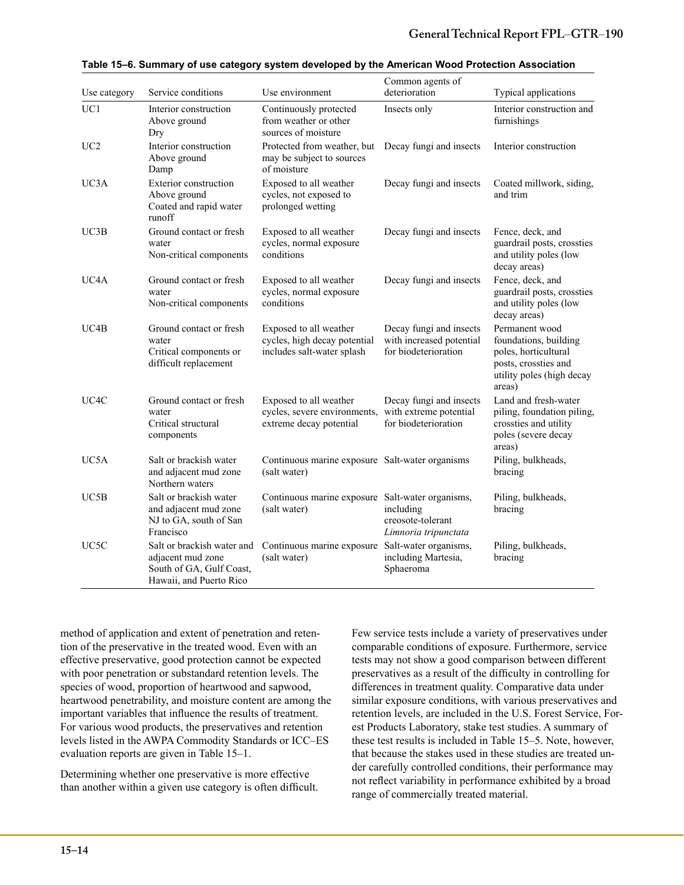**Table 15–6. Summary of use category system developed by the American Wood Protection Association**

| Use category | Service conditions | Use environment | Common agents of deterioration | Typical applications |
|---|---|---|---|---|
| UC1 | Interior construction<br>Above ground<br>Dry | Continuously protected from weather or other sources of moisture | Insects only | Interior construction and furnishings |
| UC2 | Interior construction<br>Above ground<br>Damp | Protected from weather, but may be subject to sources of moisture | Decay fungi and insects | Interior construction |
| UC3A | Exterior construction<br>Above ground<br>Coated and rapid water runoff | Exposed to all weather cycles, not exposed to prolonged wetting | Decay fungi and insects | Coated millwork, siding, and trim |
| UC3B | Ground contact or fresh water<br>Non-critical components | Exposed to all weather cycles, normal exposure conditions | Decay fungi and insects | Fence, deck, and guardrail posts, crossties and utility poles (low decay areas) |
| UC4A | Ground contact or fresh water<br>Non-critical components | Exposed to all weather cycles, normal exposure conditions | Decay fungi and insects | Fence, deck, and guardrail posts, crossties and utility poles (low decay areas) |
| UC4B | Ground contact or fresh water<br>Critical components or difficult replacement | Exposed to all weather cycles, high decay potential includes salt-water splash | Decay fungi and insects with increased potential for biodeterioration | Permanent wood foundations, building poles, horticultural posts, crossties and utility poles (high decay areas) |
| UC4C | Ground contact or fresh water<br>Critical structural components | Exposed to all weather cycles, severe environments, extreme decay potential | Decay fungi and insects with extreme potential for biodeterioration | Land and fresh-water piling, foundation piling, crossties and utility poles (severe decay areas) |
| UC5A | Salt or brackish water and adjacent mud zone<br>Northern waters | Continuous marine exposure (salt water) | Salt-water organisms | Piling, bulkheads, bracing |
| UC5B | Salt or brackish water and adjacent mud zone<br>NJ to GA, south of San Francisco | Continuous marine exposure (salt water) | Salt-water organisms, including creosote-tolerant *Limnoria tripunctata* | Piling, bulkheads, bracing |
| UC5C | Salt or brackish water and adjacent mud zone<br>South of GA, Gulf Coast, Hawaii, and Puerto Rico | Continuous marine exposure (salt water) | Salt-water organisms, including Martesia, Sphaeroma | Piling, bulkheads, bracing |

method of application and extent of penetration and retention of the preservative in the treated wood. Even with an effective preservative, good protection cannot be expected with poor penetration or substandard retention levels. The species of wood, proportion of heartwood and sapwood, heartwood penetrability, and moisture content are among the important variables that influence the results of treatment. For various wood products, the preservatives and retention levels listed in the AWPA Commodity Standards or ICC–ES evaluation reports are given in Table 15–1.

Determining whether one preservative is more effective than another within a given use category is often difficult. Few service tests include a variety of preservatives under comparable conditions of exposure. Furthermore, service tests may not show a good comparison between different preservatives as a result of the difficulty in controlling for differences in treatment quality. Comparative data under similar exposure conditions, with various preservatives and retention levels, are included in the U.S. Forest Service, Forest Products Laboratory, stake test studies. A summary of these test results is included in Table 15–5. Note, however, that because the stakes used in these studies are treated under carefully controlled conditions, their performance may not reflect variability in performance exhibited by a broad range of commercially treated material.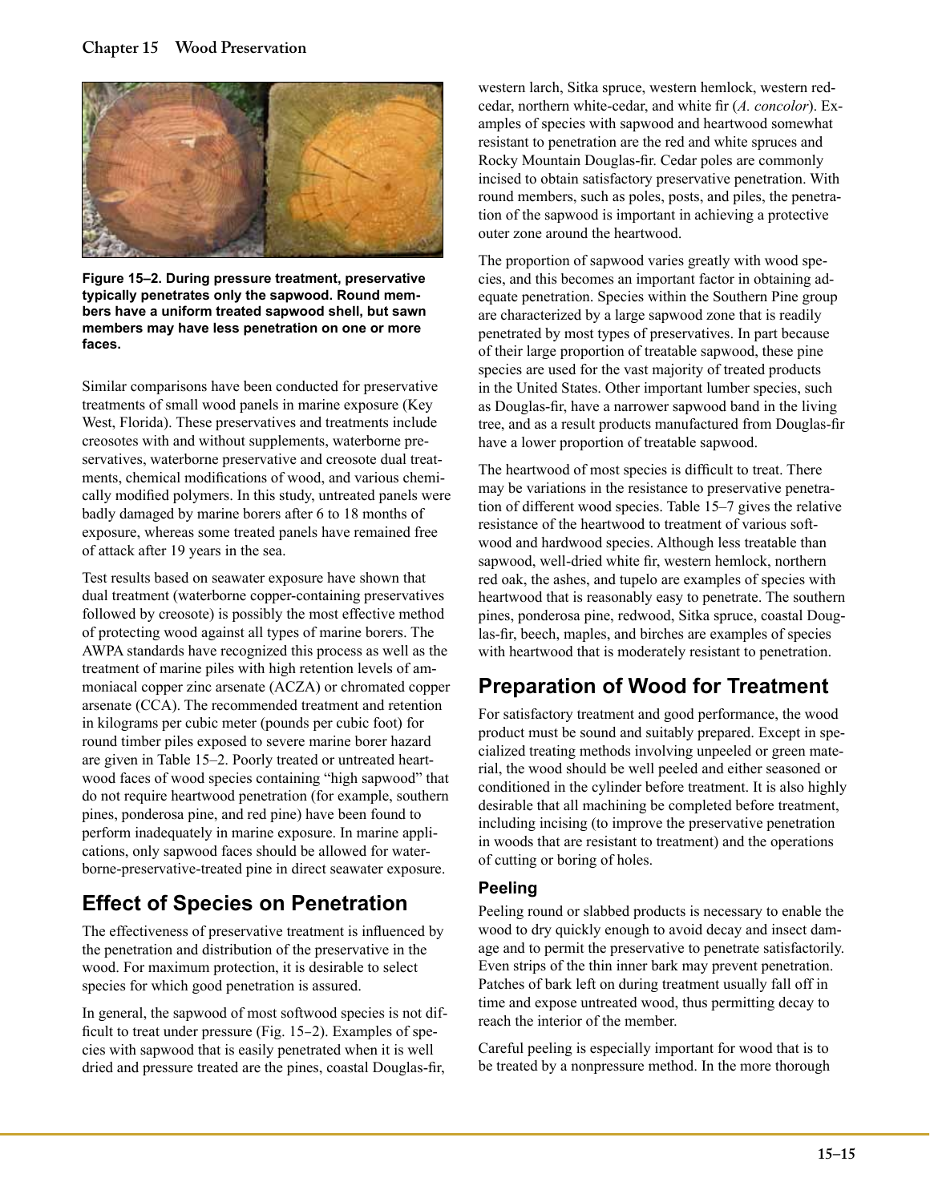Figure 15–2. During pressure treatment, preservative typically penetrates only the sapwood. Round members have a uniform treated sapwood shell, but sawn members may have less penetration on one or more faces.

Similar comparisons have been conducted for preservative treatments of small wood panels in marine exposure (Key West, Florida). These preservatives and treatments include creosotes with and without supplements, waterborne preservatives, waterborne preservative and creosote dual treatments, chemical modifications of wood, and various chemically modified polymers. In this study, untreated panels were badly damaged by marine borers after 6 to 18 months of exposure, whereas some treated panels have remained free of attack after 19 years in the sea.

Test results based on seawater exposure have shown that dual treatment (waterborne copper-containing preservatives followed by creosote) is possibly the most effective method of protecting wood against all types of marine borers. The AWPA standards have recognized this process as well as the treatment of marine piles with high retention levels of ammoniacal copper zinc arsenate (ACZA) or chromated copper arsenate (CCA). The recommended treatment and retention in kilograms per cubic meter (pounds per cubic foot) for round timber piles exposed to severe marine borer hazard are given in Table 15–2. Poorly treated or untreated heartwood faces of wood species containing "high sapwood" that do not require heartwood penetration (for example, southern pines, ponderosa pine, and red pine) have been found to perform inadequately in marine exposure. In marine applications, only sapwood faces should be allowed for waterborne-preservative-treated pine in direct seawater exposure.

## Effect of Species on Penetration

The effectiveness of preservative treatment is influenced by the penetration and distribution of the preservative in the wood. For maximum protection, it is desirable to select species for which good penetration is assured.

In general, the sapwood of most softwood species is not difficult to treat under pressure (Fig. 15–2). Examples of species with sapwood that is easily penetrated when it is well dried and pressure treated are the pines, coastal Douglas-fir, western larch, Sitka spruce, western hemlock, western redcedar, northern white-cedar, and white fir (*A. concolor*). Examples of species with sapwood and heartwood somewhat resistant to penetration are the red and white spruces and Rocky Mountain Douglas-fir. Cedar poles are commonly incised to obtain satisfactory preservative penetration. With round members, such as poles, posts, and piles, the penetration of the sapwood is important in achieving a protective outer zone around the heartwood.

The proportion of sapwood varies greatly with wood species, and this becomes an important factor in obtaining adequate penetration. Species within the Southern Pine group are characterized by a large sapwood zone that is readily penetrated by most types of preservatives. In part because of their large proportion of treatable sapwood, these pine species are used for the vast majority of treated products in the United States. Other important lumber species, such as Douglas-fir, have a narrower sapwood band in the living tree, and as a result products manufactured from Douglas-fir have a lower proportion of treatable sapwood.

The heartwood of most species is difficult to treat. There may be variations in the resistance to preservative penetration of different wood species. Table 15–7 gives the relative resistance of the heartwood to treatment of various softwood and hardwood species. Although less treatable than sapwood, well-dried white fir, western hemlock, northern red oak, the ashes, and tupelo are examples of species with heartwood that is reasonably easy to penetrate. The southern pines, ponderosa pine, redwood, Sitka spruce, coastal Douglas-fir, beech, maples, and birches are examples of species with heartwood that is moderately resistant to penetration.

## Preparation of Wood for Treatment

For satisfactory treatment and good performance, the wood product must be sound and suitably prepared. Except in specialized treating methods involving unpeeled or green material, the wood should be well peeled and either seasoned or conditioned in the cylinder before treatment. It is also highly desirable that all machining be completed before treatment, including incising (to improve the preservative penetration in woods that are resistant to treatment) and the operations of cutting or boring of holes.

### Peeling

Peeling round or slabbed products is necessary to enable the wood to dry quickly enough to avoid decay and insect damage and to permit the preservative to penetrate satisfactorily. Even strips of the thin inner bark may prevent penetration. Patches of bark left on during treatment usually fall off in time and expose untreated wood, thus permitting decay to reach the interior of the member.

Careful peeling is especially important for wood that is to be treated by a nonpressure method. In the more thorough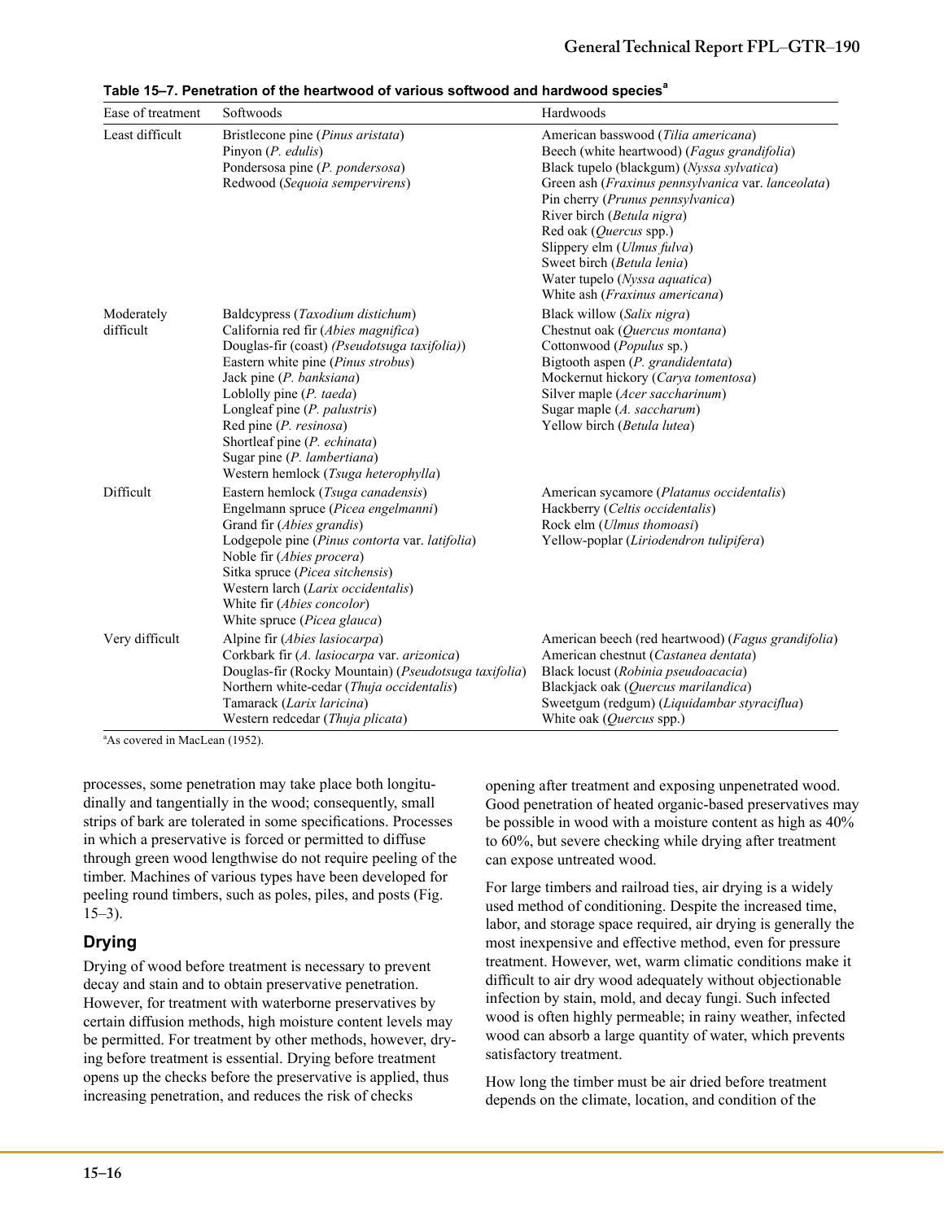**Table 15–7. Penetration of the heartwood of various softwood and hardwood species[a]**

| Ease of treatment | Softwoods | Hardwoods |
|---|---|---|
| Least difficult | Bristlecone pine (*Pinus aristata*)<br>Pinyon (*P. edulis*)<br>Pondersosa pine (*P. pondersosa*)<br>Redwood (*Sequoia sempervirens*) | American basswood (*Tilia americana*)<br>Beech (white heartwood) (*Fagus grandifolia*)<br>Black tupelo (blackgum) (*Nyssa sylvatica*)<br>Green ash (*Fraxinus pennsylvanica* var. *lanceolata*)<br>Pin cherry (*Prunus pennsylvanica*)<br>River birch (*Betula nigra*)<br>Red oak (*Quercus* spp.)<br>Slippery elm (*Ulmus fulva*)<br>Sweet birch (*Betula lenia*)<br>Water tupelo (*Nyssa aquatica*)<br>White ash (*Fraxinus americana*) |
| Moderately difficult | Baldcypress (*Taxodium distichum*)<br>California red fir (*Abies magnifica*)<br>Douglas-fir (coast) *(Pseudotsuga taxifolia))*<br>Eastern white pine (*Pinus strobus*)<br>Jack pine (*P. banksiana*)<br>Loblolly pine (*P. taeda*)<br>Longleaf pine (*P. palustris*)<br>Red pine (*P. resinosa*)<br>Shortleaf pine (*P. echinata*)<br>Sugar pine (*P. lambertiana*)<br>Western hemlock (*Tsuga heterophylla*) | Black willow (*Salix nigra*)<br>Chestnut oak (*Quercus montana*)<br>Cottonwood (*Populus* sp.)<br>Bigtooth aspen (*P. grandidentata*)<br>Mockernut hickory (*Carya tomentosa*)<br>Silver maple (*Acer saccharinum*)<br>Sugar maple (*A. saccharum*)<br>Yellow birch (*Betula lutea*) |
| Difficult | Eastern hemlock (*Tsuga canadensis*)<br>Engelmann spruce (*Picea engelmanni*)<br>Grand fir (*Abies grandis*)<br>Lodgepole pine (*Pinus contorta* var. *latifolia*)<br>Noble fir (*Abies procera*)<br>Sitka spruce (*Picea sitchensis*)<br>Western larch (*Larix occidentalis*)<br>White fir (*Abies concolor*)<br>White spruce (*Picea glauca*) | American sycamore (*Platanus occidentalis*)<br>Hackberry (*Celtis occidentalis*)<br>Rock elm (*Ulmus thomoasi*)<br>Yellow-poplar (*Liriodendron tulipifera*) |
| Very difficult | Alpine fir (*Abies lasiocarpa*)<br>Corkbark fir (*A. lasiocarpa* var. *arizonica*)<br>Douglas-fir (Rocky Mountain) (*Pseudotsuga taxifolia*)<br>Northern white-cedar (*Thuja occidentalis*)<br>Tamarack (*Larix laricina*)<br>Western redcedar (*Thuja plicata*) | American beech (red heartwood) (*Fagus grandifolia*)<br>American chestnut (*Castanea dentata*)<br>Black locust (*Robinia pseudoacacia*)<br>Blackjack oak (*Quercus marilandica*)<br>Sweetgum (redgum) (*Liquidambar styraciflua*)<br>White oak (*Quercus* spp.) |

[a]As covered in MacLean (1952).

processes, some penetration may take place both longitudinally and tangentially in the wood; consequently, small strips of bark are tolerated in some specifications. Processes in which a preservative is forced or permitted to diffuse through green wood lengthwise do not require peeling of the timber. Machines of various types have been developed for peeling round timbers, such as poles, piles, and posts (Fig. 15–3).

## Drying

Drying of wood before treatment is necessary to prevent decay and stain and to obtain preservative penetration. However, for treatment with waterborne preservatives by certain diffusion methods, high moisture content levels may be permitted. For treatment by other methods, however, drying before treatment is essential. Drying before treatment opens up the checks before the preservative is applied, thus increasing penetration, and reduces the risk of checks opening after treatment and exposing unpenetrated wood. Good penetration of heated organic-based preservatives may be possible in wood with a moisture content as high as 40% to 60%, but severe checking while drying after treatment can expose untreated wood.

For large timbers and railroad ties, air drying is a widely used method of conditioning. Despite the increased time, labor, and storage space required, air drying is generally the most inexpensive and effective method, even for pressure treatment. However, wet, warm climatic conditions make it difficult to air dry wood adequately without objectionable infection by stain, mold, and decay fungi. Such infected wood is often highly permeable; in rainy weather, infected wood can absorb a large quantity of water, which prevents satisfactory treatment.

How long the timber must be air dried before treatment depends on the climate, location, and condition of the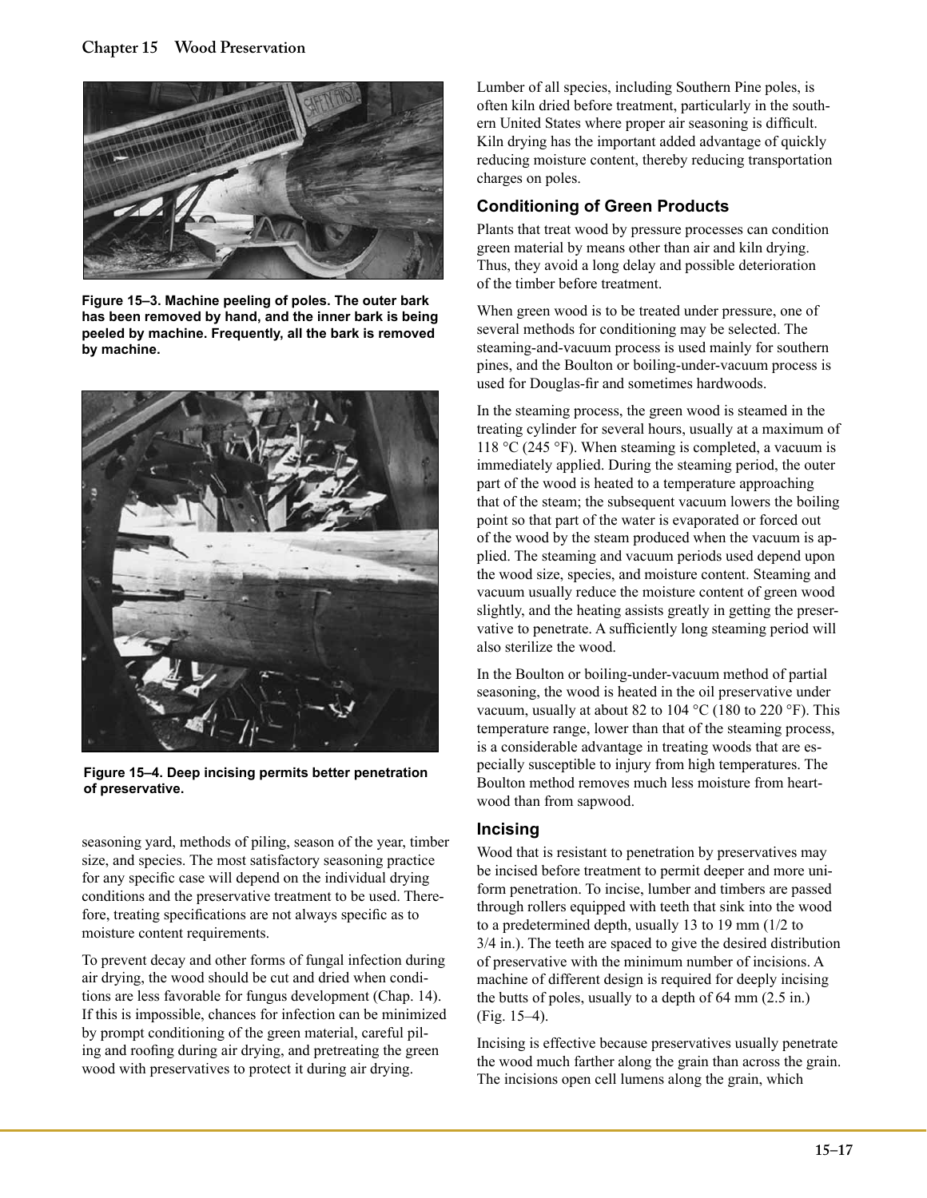Figure 15–3. Machine peeling of poles. The outer bark has been removed by hand, and the inner bark is being peeled by machine. Frequently, all the bark is removed by machine.

Figure 15–4. Deep incising permits better penetration of preservative.

seasoning yard, methods of piling, season of the year, timber size, and species. The most satisfactory seasoning practice for any specific case will depend on the individual drying conditions and the preservative treatment to be used. Therefore, treating specifications are not always specific as to moisture content requirements.

To prevent decay and other forms of fungal infection during air drying, the wood should be cut and dried when conditions are less favorable for fungus development (Chap. 14). If this is impossible, chances for infection can be minimized by prompt conditioning of the green material, careful piling and roofing during air drying, and pretreating the green wood with preservatives to protect it during air drying.

Lumber of all species, including Southern Pine poles, is often kiln dried before treatment, particularly in the southern United States where proper air seasoning is difficult. Kiln drying has the important added advantage of quickly reducing moisture content, thereby reducing transportation charges on poles.

## Conditioning of Green Products

Plants that treat wood by pressure processes can condition green material by means other than air and kiln drying. Thus, they avoid a long delay and possible deterioration of the timber before treatment.

When green wood is to be treated under pressure, one of several methods for conditioning may be selected. The steaming-and-vacuum process is used mainly for southern pines, and the Boulton or boiling-under-vacuum process is used for Douglas-fir and sometimes hardwoods.

In the steaming process, the green wood is steamed in the treating cylinder for several hours, usually at a maximum of 118 °C (245 °F). When steaming is completed, a vacuum is immediately applied. During the steaming period, the outer part of the wood is heated to a temperature approaching that of the steam; the subsequent vacuum lowers the boiling point so that part of the water is evaporated or forced out of the wood by the steam produced when the vacuum is applied. The steaming and vacuum periods used depend upon the wood size, species, and moisture content. Steaming and vacuum usually reduce the moisture content of green wood slightly, and the heating assists greatly in getting the preservative to penetrate. A sufficiently long steaming period will also sterilize the wood.

In the Boulton or boiling-under-vacuum method of partial seasoning, the wood is heated in the oil preservative under vacuum, usually at about 82 to 104 °C (180 to 220 °F). This temperature range, lower than that of the steaming process, is a considerable advantage in treating woods that are especially susceptible to injury from high temperatures. The Boulton method removes much less moisture from heartwood than from sapwood.

## Incising

Wood that is resistant to penetration by preservatives may be incised before treatment to permit deeper and more uniform penetration. To incise, lumber and timbers are passed through rollers equipped with teeth that sink into the wood to a predetermined depth, usually 13 to 19 mm (1/2 to 3/4 in.). The teeth are spaced to give the desired distribution of preservative with the minimum number of incisions. A machine of different design is required for deeply incising the butts of poles, usually to a depth of 64 mm (2.5 in.) (Fig. 15–4).

Incising is effective because preservatives usually penetrate the wood much farther along the grain than across the grain. The incisions open cell lumens along the grain, which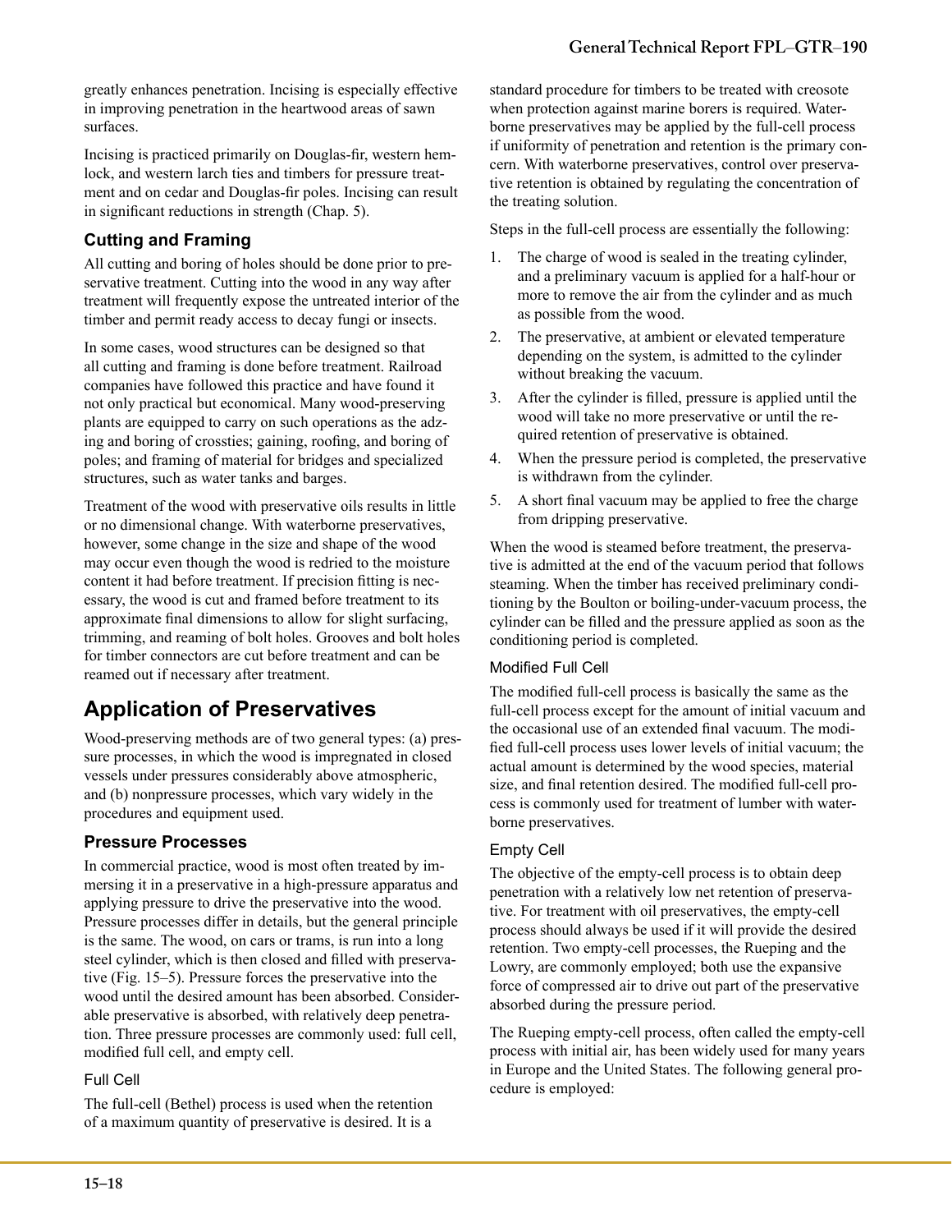greatly enhances penetration. Incising is especially effective in improving penetration in the heartwood areas of sawn surfaces.

Incising is practiced primarily on Douglas-fir, western hemlock, and western larch ties and timbers for pressure treatment and on cedar and Douglas-fir poles. Incising can result in significant reductions in strength (Chap. 5).

### Cutting and Framing

All cutting and boring of holes should be done prior to preservative treatment. Cutting into the wood in any way after treatment will frequently expose the untreated interior of the timber and permit ready access to decay fungi or insects.

In some cases, wood structures can be designed so that all cutting and framing is done before treatment. Railroad companies have followed this practice and have found it not only practical but economical. Many wood-preserving plants are equipped to carry on such operations as the adzing and boring of crossties; gaining, roofing, and boring of poles; and framing of material for bridges and specialized structures, such as water tanks and barges.

Treatment of the wood with preservative oils results in little or no dimensional change. With waterborne preservatives, however, some change in the size and shape of the wood may occur even though the wood is redried to the moisture content it had before treatment. If precision fitting is necessary, the wood is cut and framed before treatment to its approximate final dimensions to allow for slight surfacing, trimming, and reaming of bolt holes. Grooves and bolt holes for timber connectors are cut before treatment and can be reamed out if necessary after treatment.

## Application of Preservatives

Wood-preserving methods are of two general types: (a) pressure processes, in which the wood is impregnated in closed vessels under pressures considerably above atmospheric, and (b) nonpressure processes, which vary widely in the procedures and equipment used.

### Pressure Processes

In commercial practice, wood is most often treated by immersing it in a preservative in a high-pressure apparatus and applying pressure to drive the preservative into the wood. Pressure processes differ in details, but the general principle is the same. The wood, on cars or trams, is run into a long steel cylinder, which is then closed and filled with preservative (Fig. 15–5). Pressure forces the preservative into the wood until the desired amount has been absorbed. Considerable preservative is absorbed, with relatively deep penetration. Three pressure processes are commonly used: full cell, modified full cell, and empty cell.

#### Full Cell

The full-cell (Bethel) process is used when the retention of a maximum quantity of preservative is desired. It is a standard procedure for timbers to be treated with creosote when protection against marine borers is required. Waterborne preservatives may be applied by the full-cell process if uniformity of penetration and retention is the primary concern. With waterborne preservatives, control over preservative retention is obtained by regulating the concentration of the treating solution.

Steps in the full-cell process are essentially the following:

1. The charge of wood is sealed in the treating cylinder, and a preliminary vacuum is applied for a half-hour or more to remove the air from the cylinder and as much as possible from the wood.
2. The preservative, at ambient or elevated temperature depending on the system, is admitted to the cylinder without breaking the vacuum.
3. After the cylinder is filled, pressure is applied until the wood will take no more preservative or until the required retention of preservative is obtained.
4. When the pressure period is completed, the preservative is withdrawn from the cylinder.
5. A short final vacuum may be applied to free the charge from dripping preservative.

When the wood is steamed before treatment, the preservative is admitted at the end of the vacuum period that follows steaming. When the timber has received preliminary conditioning by the Boulton or boiling-under-vacuum process, the cylinder can be filled and the pressure applied as soon as the conditioning period is completed.

#### Modified Full Cell

The modified full-cell process is basically the same as the full-cell process except for the amount of initial vacuum and the occasional use of an extended final vacuum. The modified full-cell process uses lower levels of initial vacuum; the actual amount is determined by the wood species, material size, and final retention desired. The modified full-cell process is commonly used for treatment of lumber with waterborne preservatives.

#### Empty Cell

The objective of the empty-cell process is to obtain deep penetration with a relatively low net retention of preservative. For treatment with oil preservatives, the empty-cell process should always be used if it will provide the desired retention. Two empty-cell processes, the Rueping and the Lowry, are commonly employed; both use the expansive force of compressed air to drive out part of the preservative absorbed during the pressure period.

The Rueping empty-cell process, often called the empty-cell process with initial air, has been widely used for many years in Europe and the United States. The following general procedure is employed: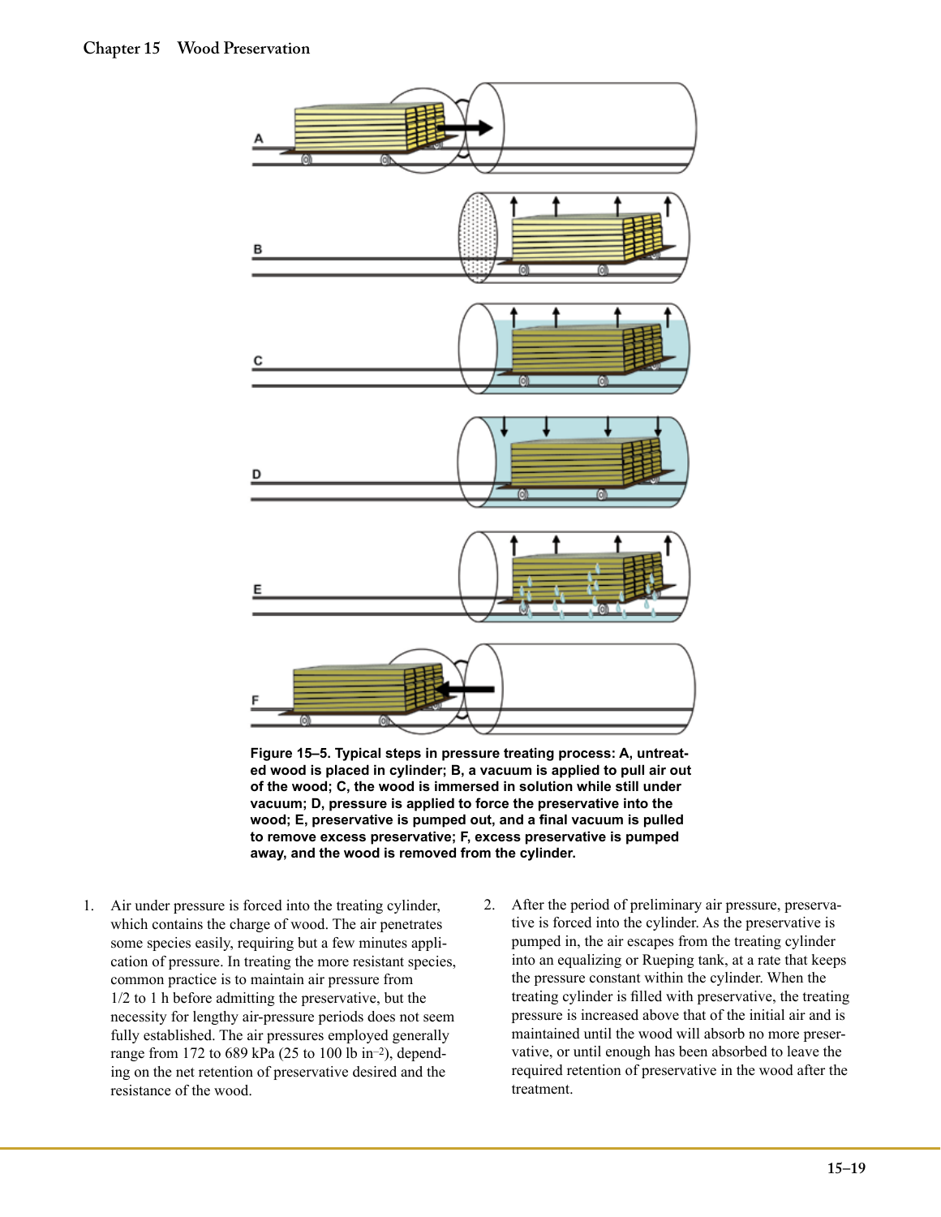Figure 15–5. Typical steps in pressure treating process: A, untreated wood is placed in cylinder; B, a vacuum is applied to pull air out of the wood; C, the wood is immersed in solution while still under vacuum; D, pressure is applied to force the preservative into the wood; E, preservative is pumped out, and a final vacuum is pulled to remove excess preservative; F, excess preservative is pumped away, and the wood is removed from the cylinder.

1. Air under pressure is forced into the treating cylinder, which contains the charge of wood. The air penetrates some species easily, requiring but a few minutes application of pressure. In treating the more resistant species, common practice is to maintain air pressure from 1/2 to 1 h before admitting the preservative, but the necessity for lengthy air-pressure periods does not seem fully established. The air pressures employed generally range from 172 to 689 kPa (25 to 100 lb $in^{-2}$), depending on the net retention of preservative desired and the resistance of the wood.

2. After the period of preliminary air pressure, preservative is forced into the cylinder. As the preservative is pumped in, the air escapes from the treating cylinder into an equalizing or Rueping tank, at a rate that keeps the pressure constant within the cylinder. When the treating cylinder is filled with preservative, the treating pressure is increased above that of the initial air and is maintained until the wood will absorb no more preservative, or until enough has been absorbed to leave the required retention of preservative in the wood after the treatment.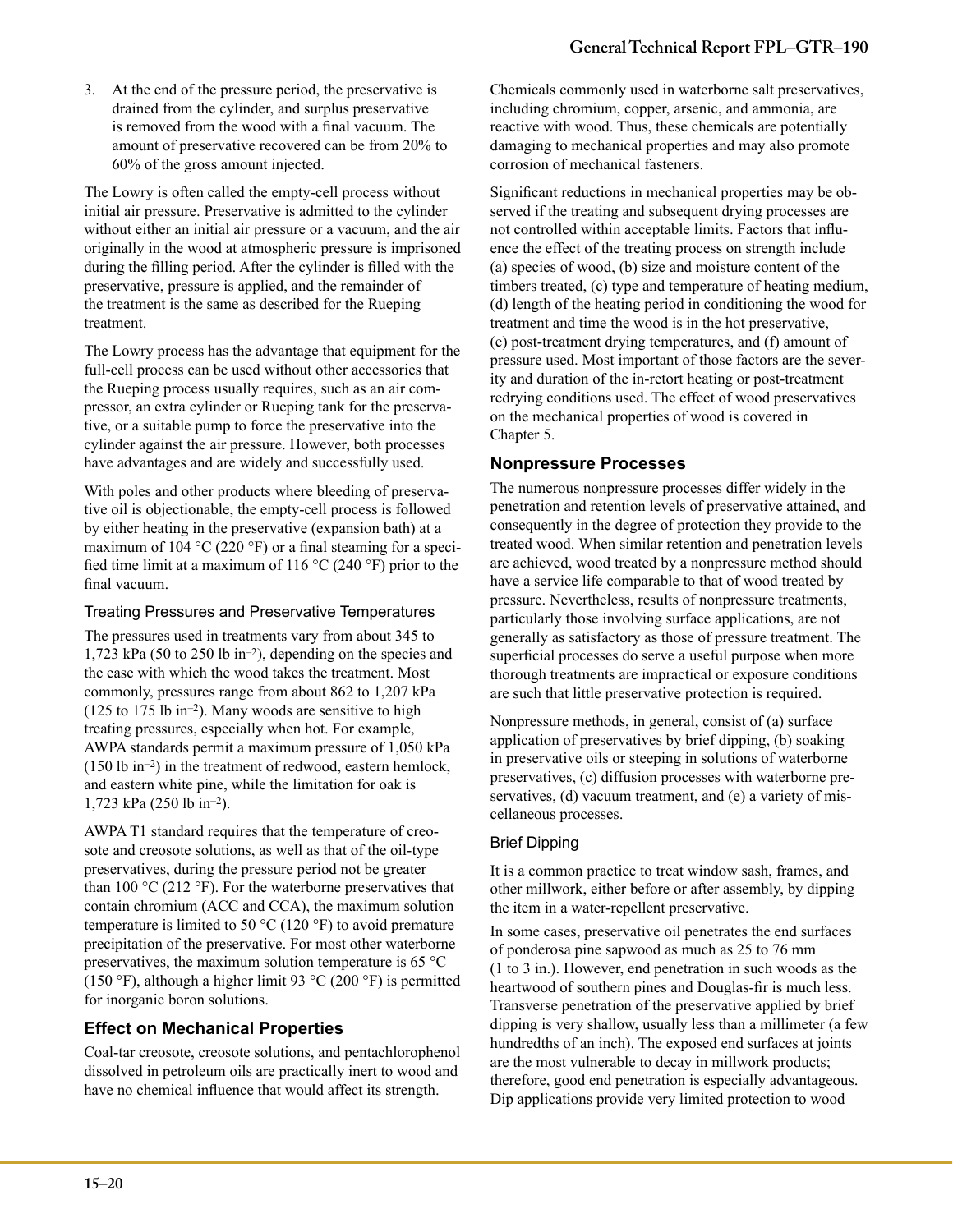3. At the end of the pressure period, the preservative is drained from the cylinder, and surplus preservative is removed from the wood with a final vacuum. The amount of preservative recovered can be from 20% to 60% of the gross amount injected.

The Lowry is often called the empty-cell process without initial air pressure. Preservative is admitted to the cylinder without either an initial air pressure or a vacuum, and the air originally in the wood at atmospheric pressure is imprisoned during the filling period. After the cylinder is filled with the preservative, pressure is applied, and the remainder of the treatment is the same as described for the Rueping treatment.

The Lowry process has the advantage that equipment for the full-cell process can be used without other accessories that the Rueping process usually requires, such as an air compressor, an extra cylinder or Rueping tank for the preservative, or a suitable pump to force the preservative into the cylinder against the air pressure. However, both processes have advantages and are widely and successfully used.

With poles and other products where bleeding of preservative oil is objectionable, the empty-cell process is followed by either heating in the preservative (expansion bath) at a maximum of 104 °C (220 °F) or a final steaming for a specified time limit at a maximum of 116 °C (240 °F) prior to the final vacuum.

### Treating Pressures and Preservative Temperatures

The pressures used in treatments vary from about 345 to 1,723 kPa (50 to 250 lb in$^{-2}$), depending on the species and the ease with which the wood takes the treatment. Most commonly, pressures range from about 862 to 1,207 kPa (125 to 175 lb in$^{-2}$). Many woods are sensitive to high treating pressures, especially when hot. For example, AWPA standards permit a maximum pressure of 1,050 kPa (150 lb in$^{-2}$) in the treatment of redwood, eastern hemlock, and eastern white pine, while the limitation for oak is 1,723 kPa (250 lb in$^{-2}$).

AWPA T1 standard requires that the temperature of creosote and creosote solutions, as well as that of the oil-type preservatives, during the pressure period not be greater than 100 °C (212 °F). For the waterborne preservatives that contain chromium (ACC and CCA), the maximum solution temperature is limited to 50 °C (120 °F) to avoid premature precipitation of the preservative. For most other waterborne preservatives, the maximum solution temperature is 65 °C (150 °F), although a higher limit 93 °C (200 °F) is permitted for inorganic boron solutions.

## Effect on Mechanical Properties

Coal-tar creosote, creosote solutions, and pentachlorophenol dissolved in petroleum oils are practically inert to wood and have no chemical influence that would affect its strength. Chemicals commonly used in waterborne salt preservatives, including chromium, copper, arsenic, and ammonia, are reactive with wood. Thus, these chemicals are potentially damaging to mechanical properties and may also promote corrosion of mechanical fasteners.

Significant reductions in mechanical properties may be observed if the treating and subsequent drying processes are not controlled within acceptable limits. Factors that influence the effect of the treating process on strength include (a) species of wood, (b) size and moisture content of the timbers treated, (c) type and temperature of heating medium, (d) length of the heating period in conditioning the wood for treatment and time the wood is in the hot preservative, (e) post-treatment drying temperatures, and (f) amount of pressure used. Most important of those factors are the severity and duration of the in-retort heating or post-treatment redrying conditions used. The effect of wood preservatives on the mechanical properties of wood is covered in Chapter 5.

## Nonpressure Processes

The numerous nonpressure processes differ widely in the penetration and retention levels of preservative attained, and consequently in the degree of protection they provide to the treated wood. When similar retention and penetration levels are achieved, wood treated by a nonpressure method should have a service life comparable to that of wood treated by pressure. Nevertheless, results of nonpressure treatments, particularly those involving surface applications, are not generally as satisfactory as those of pressure treatment. The superficial processes do serve a useful purpose when more thorough treatments are impractical or exposure conditions are such that little preservative protection is required.

Nonpressure methods, in general, consist of (a) surface application of preservatives by brief dipping, (b) soaking in preservative oils or steeping in solutions of waterborne preservatives, (c) diffusion processes with waterborne preservatives, (d) vacuum treatment, and (e) a variety of miscellaneous processes.

### Brief Dipping

It is a common practice to treat window sash, frames, and other millwork, either before or after assembly, by dipping the item in a water-repellent preservative.

In some cases, preservative oil penetrates the end surfaces of ponderosa pine sapwood as much as 25 to 76 mm (1 to 3 in.). However, end penetration in such woods as the heartwood of southern pines and Douglas-fir is much less. Transverse penetration of the preservative applied by brief dipping is very shallow, usually less than a millimeter (a few hundredths of an inch). The exposed end surfaces at joints are the most vulnerable to decay in millwork products; therefore, good end penetration is especially advantageous. Dip applications provide very limited protection to wood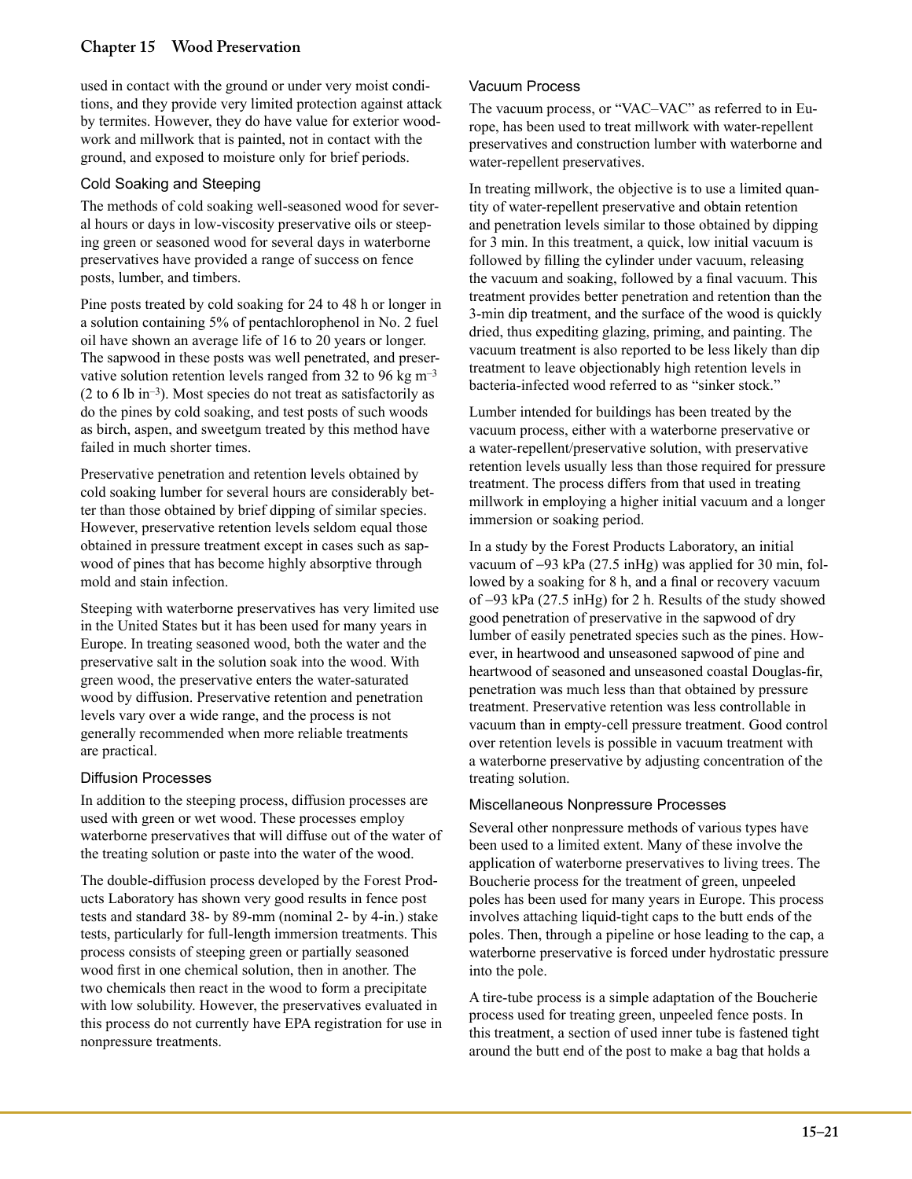used in contact with the ground or under very moist conditions, and they provide very limited protection against attack by termites. However, they do have value for exterior woodwork and millwork that is painted, not in contact with the ground, and exposed to moisture only for brief periods.

### Cold Soaking and Steeping

The methods of cold soaking well-seasoned wood for several hours or days in low-viscosity preservative oils or steeping green or seasoned wood for several days in waterborne preservatives have provided a range of success on fence posts, lumber, and timbers.

Pine posts treated by cold soaking for 24 to 48 h or longer in a solution containing 5% of pentachlorophenol in No. 2 fuel oil have shown an average life of 16 to 20 years or longer. The sapwood in these posts was well penetrated, and preservative solution retention levels ranged from 32 to 96 kg $m^{-3}$ (2 to 6 lb $in^{-3}$). Most species do not treat as satisfactorily as do the pines by cold soaking, and test posts of such woods as birch, aspen, and sweetgum treated by this method have failed in much shorter times.

Preservative penetration and retention levels obtained by cold soaking lumber for several hours are considerably better than those obtained by brief dipping of similar species. However, preservative retention levels seldom equal those obtained in pressure treatment except in cases such as sapwood of pines that has become highly absorptive through mold and stain infection.

Steeping with waterborne preservatives has very limited use in the United States but it has been used for many years in Europe. In treating seasoned wood, both the water and the preservative salt in the solution soak into the wood. With green wood, the preservative enters the water-saturated wood by diffusion. Preservative retention and penetration levels vary over a wide range, and the process is not generally recommended when more reliable treatments are practical.

### Diffusion Processes

In addition to the steeping process, diffusion processes are used with green or wet wood. These processes employ waterborne preservatives that will diffuse out of the water of the treating solution or paste into the water of the wood.

The double-diffusion process developed by the Forest Products Laboratory has shown very good results in fence post tests and standard 38- by 89-mm (nominal 2- by 4-in.) stake tests, particularly for full-length immersion treatments. This process consists of steeping green or partially seasoned wood first in one chemical solution, then in another. The two chemicals then react in the wood to form a precipitate with low solubility. However, the preservatives evaluated in this process do not currently have EPA registration for use in nonpressure treatments.

### Vacuum Process

The vacuum process, or "VAC–VAC" as referred to in Europe, has been used to treat millwork with water-repellent preservatives and construction lumber with waterborne and water-repellent preservatives.

In treating millwork, the objective is to use a limited quantity of water-repellent preservative and obtain retention and penetration levels similar to those obtained by dipping for 3 min. In this treatment, a quick, low initial vacuum is followed by filling the cylinder under vacuum, releasing the vacuum and soaking, followed by a final vacuum. This treatment provides better penetration and retention than the 3-min dip treatment, and the surface of the wood is quickly dried, thus expediting glazing, priming, and painting. The vacuum treatment is also reported to be less likely than dip treatment to leave objectionably high retention levels in bacteria-infected wood referred to as "sinker stock."

Lumber intended for buildings has been treated by the vacuum process, either with a waterborne preservative or a water-repellent/preservative solution, with preservative retention levels usually less than those required for pressure treatment. The process differs from that used in treating millwork in employing a higher initial vacuum and a longer immersion or soaking period.

In a study by the Forest Products Laboratory, an initial vacuum of −93 kPa (27.5 inHg) was applied for 30 min, followed by a soaking for 8 h, and a final or recovery vacuum of −93 kPa (27.5 inHg) for 2 h. Results of the study showed good penetration of preservative in the sapwood of dry lumber of easily penetrated species such as the pines. However, in heartwood and unseasoned sapwood of pine and heartwood of seasoned and unseasoned coastal Douglas-fir, penetration was much less than that obtained by pressure treatment. Preservative retention was less controllable in vacuum than in empty-cell pressure treatment. Good control over retention levels is possible in vacuum treatment with a waterborne preservative by adjusting concentration of the treating solution.

### Miscellaneous Nonpressure Processes

Several other nonpressure methods of various types have been used to a limited extent. Many of these involve the application of waterborne preservatives to living trees. The Boucherie process for the treatment of green, unpeeled poles has been used for many years in Europe. This process involves attaching liquid-tight caps to the butt ends of the poles. Then, through a pipeline or hose leading to the cap, a waterborne preservative is forced under hydrostatic pressure into the pole.

A tire-tube process is a simple adaptation of the Boucherie process used for treating green, unpeeled fence posts. In this treatment, a section of used inner tube is fastened tight around the butt end of the post to make a bag that holds a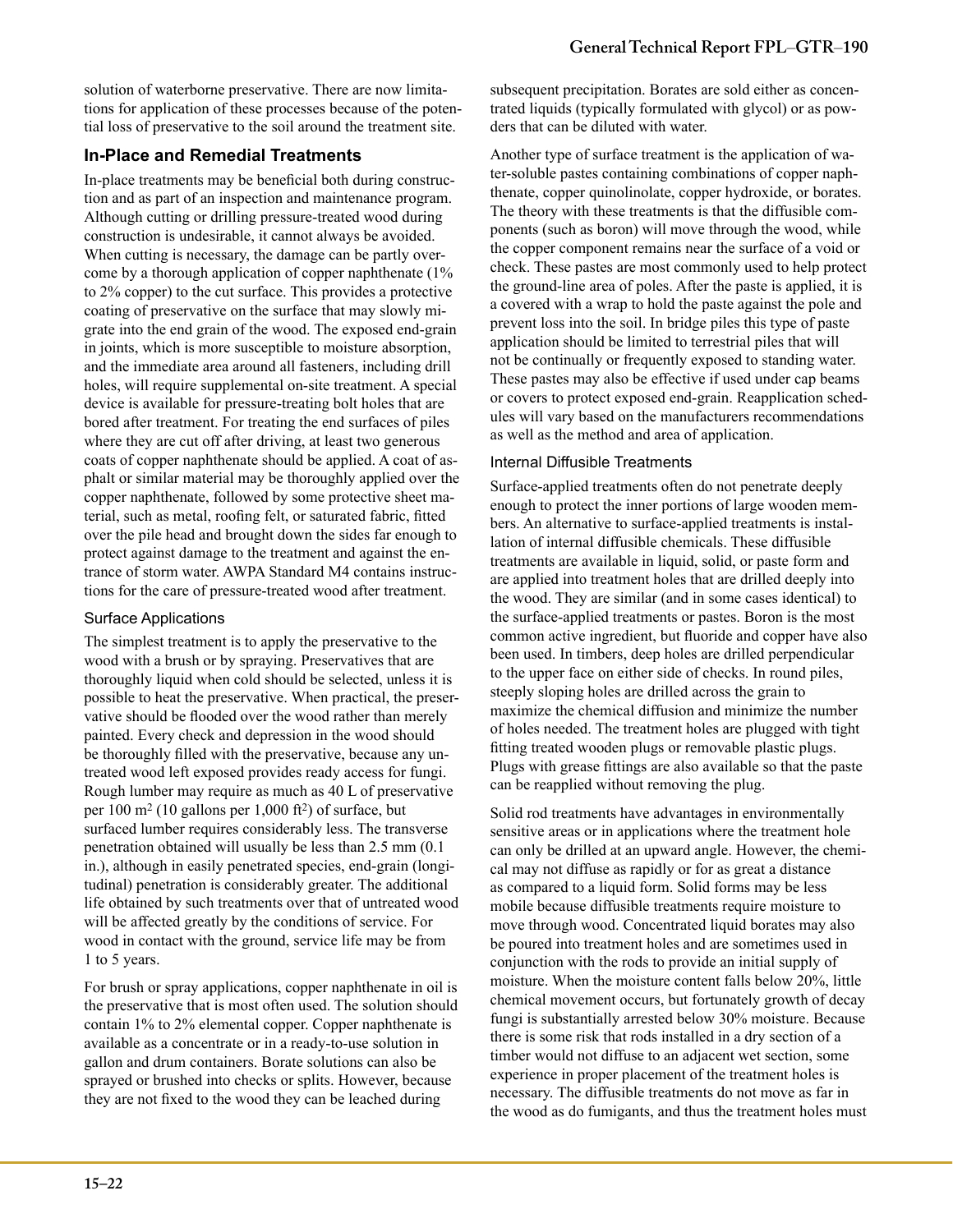solution of waterborne preservative. There are now limitations for application of these processes because of the potential loss of preservative to the soil around the treatment site.

## In-Place and Remedial Treatments

In-place treatments may be beneficial both during construction and as part of an inspection and maintenance program. Although cutting or drilling pressure-treated wood during construction is undesirable, it cannot always be avoided. When cutting is necessary, the damage can be partly overcome by a thorough application of copper naphthenate (1% to 2% copper) to the cut surface. This provides a protective coating of preservative on the surface that may slowly migrate into the end grain of the wood. The exposed end-grain in joints, which is more susceptible to moisture absorption, and the immediate area around all fasteners, including drill holes, will require supplemental on-site treatment. A special device is available for pressure-treating bolt holes that are bored after treatment. For treating the end surfaces of piles where they are cut off after driving, at least two generous coats of copper naphthenate should be applied. A coat of asphalt or similar material may be thoroughly applied over the copper naphthenate, followed by some protective sheet material, such as metal, roofing felt, or saturated fabric, fitted over the pile head and brought down the sides far enough to protect against damage to the treatment and against the entrance of storm water. AWPA Standard M4 contains instructions for the care of pressure-treated wood after treatment.

### Surface Applications

The simplest treatment is to apply the preservative to the wood with a brush or by spraying. Preservatives that are thoroughly liquid when cold should be selected, unless it is possible to heat the preservative. When practical, the preservative should be flooded over the wood rather than merely painted. Every check and depression in the wood should be thoroughly filled with the preservative, because any untreated wood left exposed provides ready access for fungi. Rough lumber may require as much as 40 L of preservative per 100 m$^2$ (10 gallons per 1,000 ft$^2$) of surface, but surfaced lumber requires considerably less. The transverse penetration obtained will usually be less than 2.5 mm (0.1 in.), although in easily penetrated species, end-grain (longitudinal) penetration is considerably greater. The additional life obtained by such treatments over that of untreated wood will be affected greatly by the conditions of service. For wood in contact with the ground, service life may be from 1 to 5 years.

For brush or spray applications, copper naphthenate in oil is the preservative that is most often used. The solution should contain 1% to 2% elemental copper. Copper naphthenate is available as a concentrate or in a ready-to-use solution in gallon and drum containers. Borate solutions can also be sprayed or brushed into checks or splits. However, because they are not fixed to the wood they can be leached during subsequent precipitation. Borates are sold either as concentrated liquids (typically formulated with glycol) or as powders that can be diluted with water.

Another type of surface treatment is the application of water-soluble pastes containing combinations of copper naphthenate, copper quinolinolate, copper hydroxide, or borates. The theory with these treatments is that the diffusible components (such as boron) will move through the wood, while the copper component remains near the surface of a void or check. These pastes are most commonly used to help protect the ground-line area of poles. After the paste is applied, it is a covered with a wrap to hold the paste against the pole and prevent loss into the soil. In bridge piles this type of paste application should be limited to terrestrial piles that will not be continually or frequently exposed to standing water. These pastes may also be effective if used under cap beams or covers to protect exposed end-grain. Reapplication schedules will vary based on the manufacturers recommendations as well as the method and area of application.

### Internal Diffusible Treatments

Surface-applied treatments often do not penetrate deeply enough to protect the inner portions of large wooden members. An alternative to surface-applied treatments is installation of internal diffusible chemicals. These diffusible treatments are available in liquid, solid, or paste form and are applied into treatment holes that are drilled deeply into the wood. They are similar (and in some cases identical) to the surface-applied treatments or pastes. Boron is the most common active ingredient, but fluoride and copper have also been used. In timbers, deep holes are drilled perpendicular to the upper face on either side of checks. In round piles, steeply sloping holes are drilled across the grain to maximize the chemical diffusion and minimize the number of holes needed. The treatment holes are plugged with tight fitting treated wooden plugs or removable plastic plugs. Plugs with grease fittings are also available so that the paste can be reapplied without removing the plug.

Solid rod treatments have advantages in environmentally sensitive areas or in applications where the treatment hole can only be drilled at an upward angle. However, the chemical may not diffuse as rapidly or for as great a distance as compared to a liquid form. Solid forms may be less mobile because diffusible treatments require moisture to move through wood. Concentrated liquid borates may also be poured into treatment holes and are sometimes used in conjunction with the rods to provide an initial supply of moisture. When the moisture content falls below 20%, little chemical movement occurs, but fortunately growth of decay fungi is substantially arrested below 30% moisture. Because there is some risk that rods installed in a dry section of a timber would not diffuse to an adjacent wet section, some experience in proper placement of the treatment holes is necessary. The diffusible treatments do not move as far in the wood as do fumigants, and thus the treatment holes must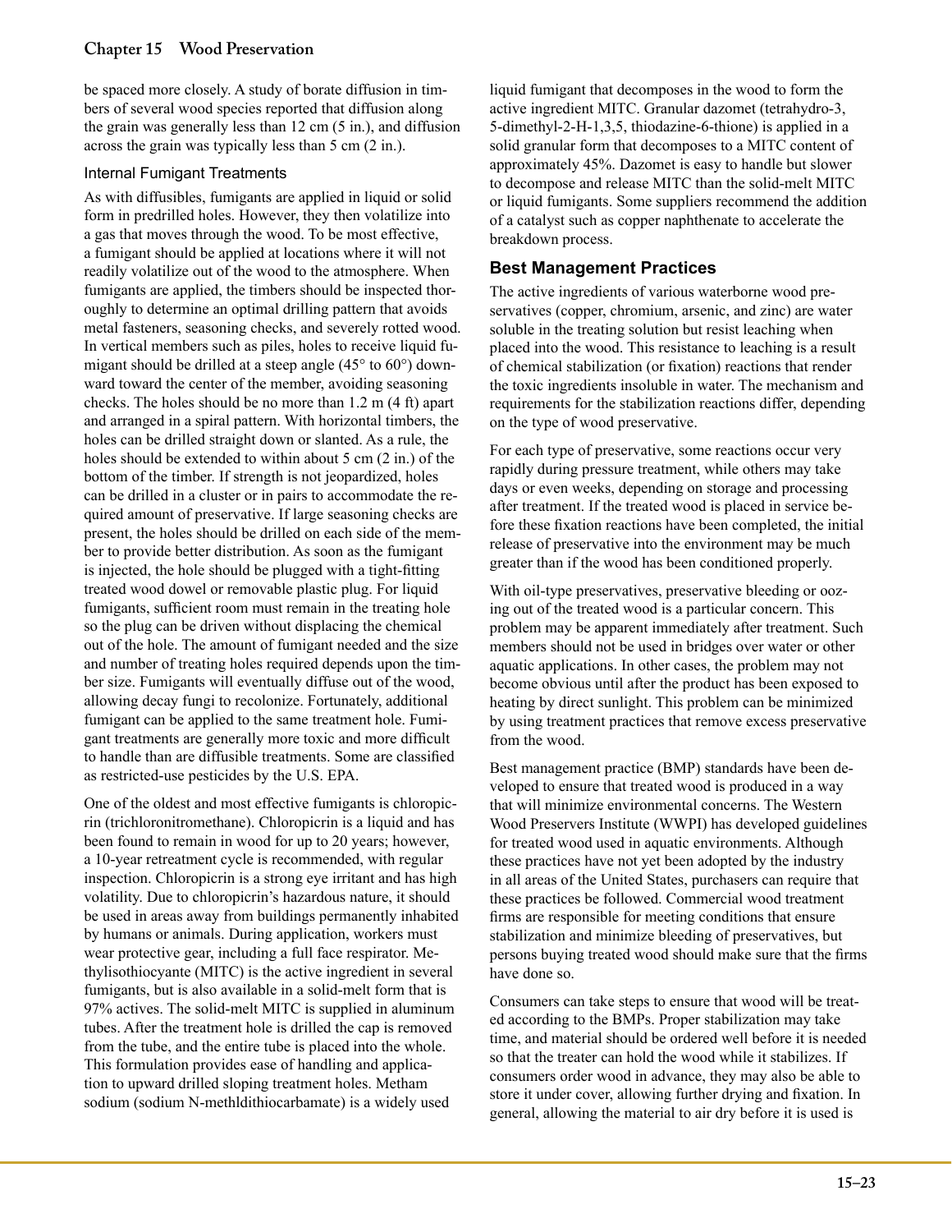be spaced more closely. A study of borate diffusion in timbers of several wood species reported that diffusion along the grain was generally less than 12 cm (5 in.), and diffusion across the grain was typically less than 5 cm (2 in.).

### Internal Fumigant Treatments

As with diffusibles, fumigants are applied in liquid or solid form in predrilled holes. However, they then volatilize into a gas that moves through the wood. To be most effective, a fumigant should be applied at locations where it will not readily volatilize out of the wood to the atmosphere. When fumigants are applied, the timbers should be inspected thoroughly to determine an optimal drilling pattern that avoids metal fasteners, seasoning checks, and severely rotted wood. In vertical members such as piles, holes to receive liquid fumigant should be drilled at a steep angle (45° to 60°) downward toward the center of the member, avoiding seasoning checks. The holes should be no more than 1.2 m (4 ft) apart and arranged in a spiral pattern. With horizontal timbers, the holes can be drilled straight down or slanted. As a rule, the holes should be extended to within about 5 cm (2 in.) of the bottom of the timber. If strength is not jeopardized, holes can be drilled in a cluster or in pairs to accommodate the required amount of preservative. If large seasoning checks are present, the holes should be drilled on each side of the member to provide better distribution. As soon as the fumigant is injected, the hole should be plugged with a tight-fitting treated wood dowel or removable plastic plug. For liquid fumigants, sufficient room must remain in the treating hole so the plug can be driven without displacing the chemical out of the hole. The amount of fumigant needed and the size and number of treating holes required depends upon the timber size. Fumigants will eventually diffuse out of the wood, allowing decay fungi to recolonize. Fortunately, additional fumigant can be applied to the same treatment hole. Fumigant treatments are generally more toxic and more difficult to handle than are diffusible treatments. Some are classified as restricted-use pesticides by the U.S. EPA.

One of the oldest and most effective fumigants is chloropicrin (trichloronitromethane). Chloropicrin is a liquid and has been found to remain in wood for up to 20 years; however, a 10-year retreatment cycle is recommended, with regular inspection. Chloropicrin is a strong eye irritant and has high volatility. Due to chloropicrin's hazardous nature, it should be used in areas away from buildings permanently inhabited by humans or animals. During application, workers must wear protective gear, including a full face respirator. Methylisothiocyante (MITC) is the active ingredient in several fumigants, but is also available in a solid-melt form that is 97% actives. The solid-melt MITC is supplied in aluminum tubes. After the treatment hole is drilled the cap is removed from the tube, and the entire tube is placed into the whole. This formulation provides ease of handling and application to upward drilled sloping treatment holes. Metham sodium (sodium N-methldithiocarbamate) is a widely used liquid fumigant that decomposes in the wood to form the active ingredient MITC. Granular dazomet (tetrahydro-3, 5-dimethyl-2-H-1,3,5, thiodazine-6-thione) is applied in a solid granular form that decomposes to a MITC content of approximately 45%. Dazomet is easy to handle but slower to decompose and release MITC than the solid-melt MITC or liquid fumigants. Some suppliers recommend the addition of a catalyst such as copper naphthenate to accelerate the breakdown process.

## Best Management Practices

The active ingredients of various waterborne wood preservatives (copper, chromium, arsenic, and zinc) are water soluble in the treating solution but resist leaching when placed into the wood. This resistance to leaching is a result of chemical stabilization (or fixation) reactions that render the toxic ingredients insoluble in water. The mechanism and requirements for the stabilization reactions differ, depending on the type of wood preservative.

For each type of preservative, some reactions occur very rapidly during pressure treatment, while others may take days or even weeks, depending on storage and processing after treatment. If the treated wood is placed in service before these fixation reactions have been completed, the initial release of preservative into the environment may be much greater than if the wood has been conditioned properly.

With oil-type preservatives, preservative bleeding or oozing out of the treated wood is a particular concern. This problem may be apparent immediately after treatment. Such members should not be used in bridges over water or other aquatic applications. In other cases, the problem may not become obvious until after the product has been exposed to heating by direct sunlight. This problem can be minimized by using treatment practices that remove excess preservative from the wood.

Best management practice (BMP) standards have been developed to ensure that treated wood is produced in a way that will minimize environmental concerns. The Western Wood Preservers Institute (WWPI) has developed guidelines for treated wood used in aquatic environments. Although these practices have not yet been adopted by the industry in all areas of the United States, purchasers can require that these practices be followed. Commercial wood treatment firms are responsible for meeting conditions that ensure stabilization and minimize bleeding of preservatives, but persons buying treated wood should make sure that the firms have done so.

Consumers can take steps to ensure that wood will be treated according to the BMPs. Proper stabilization may take time, and material should be ordered well before it is needed so that the treater can hold the wood while it stabilizes. If consumers order wood in advance, they may also be able to store it under cover, allowing further drying and fixation. In general, allowing the material to air dry before it is used is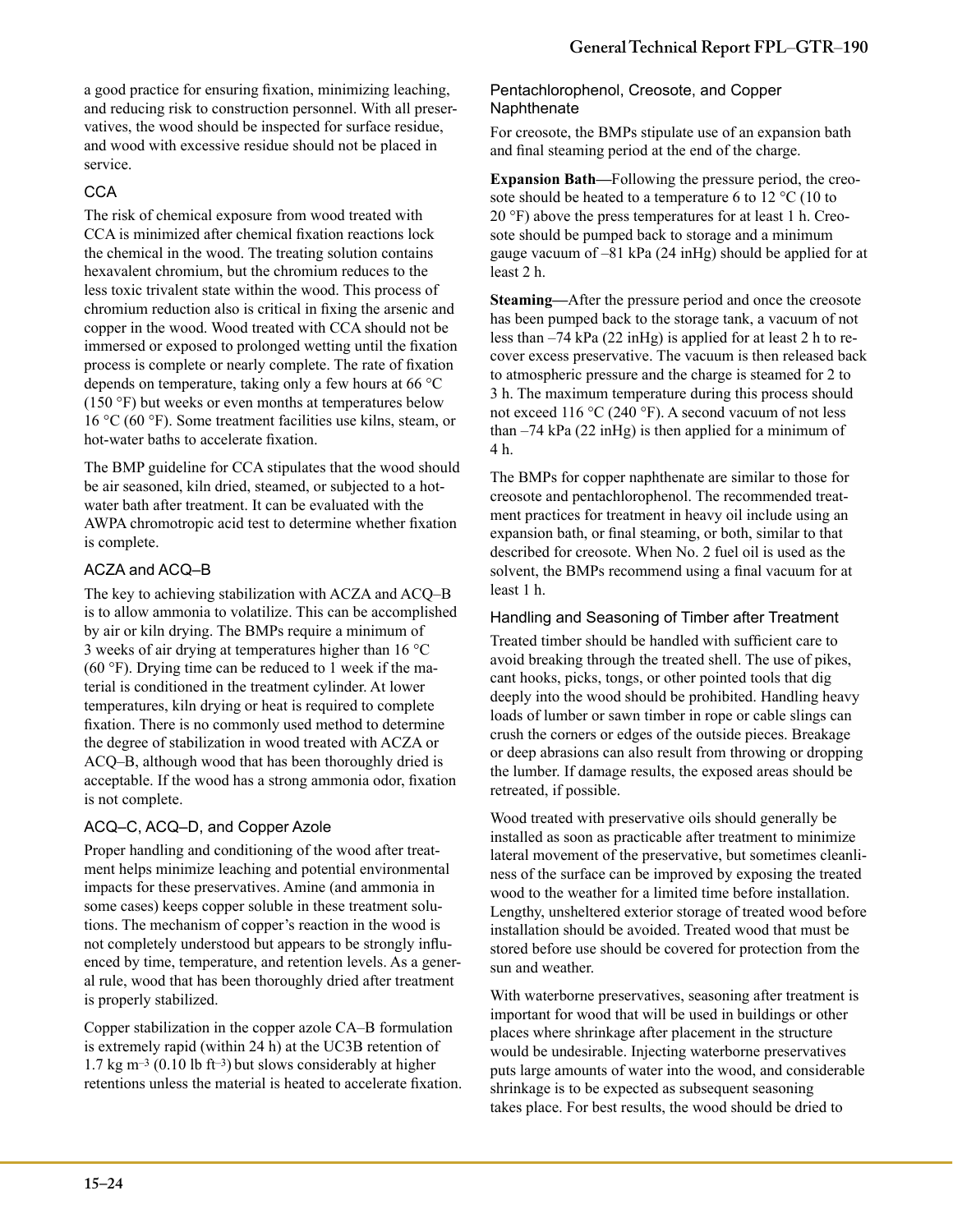a good practice for ensuring fixation, minimizing leaching, and reducing risk to construction personnel. With all preservatives, the wood should be inspected for surface residue, and wood with excessive residue should not be placed in service.

### CCA

The risk of chemical exposure from wood treated with CCA is minimized after chemical fixation reactions lock the chemical in the wood. The treating solution contains hexavalent chromium, but the chromium reduces to the less toxic trivalent state within the wood. This process of chromium reduction also is critical in fixing the arsenic and copper in the wood. Wood treated with CCA should not be immersed or exposed to prolonged wetting until the fixation process is complete or nearly complete. The rate of fixation depends on temperature, taking only a few hours at 66 °C (150 °F) but weeks or even months at temperatures below 16 °C (60 °F). Some treatment facilities use kilns, steam, or hot-water baths to accelerate fixation.

The BMP guideline for CCA stipulates that the wood should be air seasoned, kiln dried, steamed, or subjected to a hot-water bath after treatment. It can be evaluated with the AWPA chromotropic acid test to determine whether fixation is complete.

### ACZA and ACQ–B

The key to achieving stabilization with ACZA and ACQ–B is to allow ammonia to volatilize. This can be accomplished by air or kiln drying. The BMPs require a minimum of 3 weeks of air drying at temperatures higher than 16 °C (60 °F). Drying time can be reduced to 1 week if the material is conditioned in the treatment cylinder. At lower temperatures, kiln drying or heat is required to complete fixation. There is no commonly used method to determine the degree of stabilization in wood treated with ACZA or ACQ–B, although wood that has been thoroughly dried is acceptable. If the wood has a strong ammonia odor, fixation is not complete.

### ACQ–C, ACQ–D, and Copper Azole

Proper handling and conditioning of the wood after treatment helps minimize leaching and potential environmental impacts for these preservatives. Amine (and ammonia in some cases) keeps copper soluble in these treatment solutions. The mechanism of copper's reaction in the wood is not completely understood but appears to be strongly influenced by time, temperature, and retention levels. As a general rule, wood that has been thoroughly dried after treatment is properly stabilized.

Copper stabilization in the copper azole CA–B formulation is extremely rapid (within 24 h) at the UC3B retention of 1.7 kg $m^{-3}$ (0.10 lb $ft^{-3}$) but slows considerably at higher retentions unless the material is heated to accelerate fixation.

### Pentachlorophenol, Creosote, and Copper Naphthenate

For creosote, the BMPs stipulate use of an expansion bath and final steaming period at the end of the charge.

**Expansion Bath—**Following the pressure period, the creosote should be heated to a temperature 6 to 12 °C (10 to 20 °F) above the press temperatures for at least 1 h. Creosote should be pumped back to storage and a minimum gauge vacuum of –81 kPa (24 inHg) should be applied for at least 2 h.

**Steaming—**After the pressure period and once the creosote has been pumped back to the storage tank, a vacuum of not less than –74 kPa (22 inHg) is applied for at least 2 h to recover excess preservative. The vacuum is then released back to atmospheric pressure and the charge is steamed for 2 to 3 h. The maximum temperature during this process should not exceed 116 °C (240 °F). A second vacuum of not less than –74 kPa (22 inHg) is then applied for a minimum of 4 h.

The BMPs for copper naphthenate are similar to those for creosote and pentachlorophenol. The recommended treatment practices for treatment in heavy oil include using an expansion bath, or final steaming, or both, similar to that described for creosote. When No. 2 fuel oil is used as the solvent, the BMPs recommend using a final vacuum for at least 1 h.

### Handling and Seasoning of Timber after Treatment

Treated timber should be handled with sufficient care to avoid breaking through the treated shell. The use of pikes, cant hooks, picks, tongs, or other pointed tools that dig deeply into the wood should be prohibited. Handling heavy loads of lumber or sawn timber in rope or cable slings can crush the corners or edges of the outside pieces. Breakage or deep abrasions can also result from throwing or dropping the lumber. If damage results, the exposed areas should be retreated, if possible.

Wood treated with preservative oils should generally be installed as soon as practicable after treatment to minimize lateral movement of the preservative, but sometimes cleanliness of the surface can be improved by exposing the treated wood to the weather for a limited time before installation. Lengthy, unsheltered exterior storage of treated wood before installation should be avoided. Treated wood that must be stored before use should be covered for protection from the sun and weather.

With waterborne preservatives, seasoning after treatment is important for wood that will be used in buildings or other places where shrinkage after placement in the structure would be undesirable. Injecting waterborne preservatives puts large amounts of water into the wood, and considerable shrinkage is to be expected as subsequent seasoning takes place. For best results, the wood should be dried to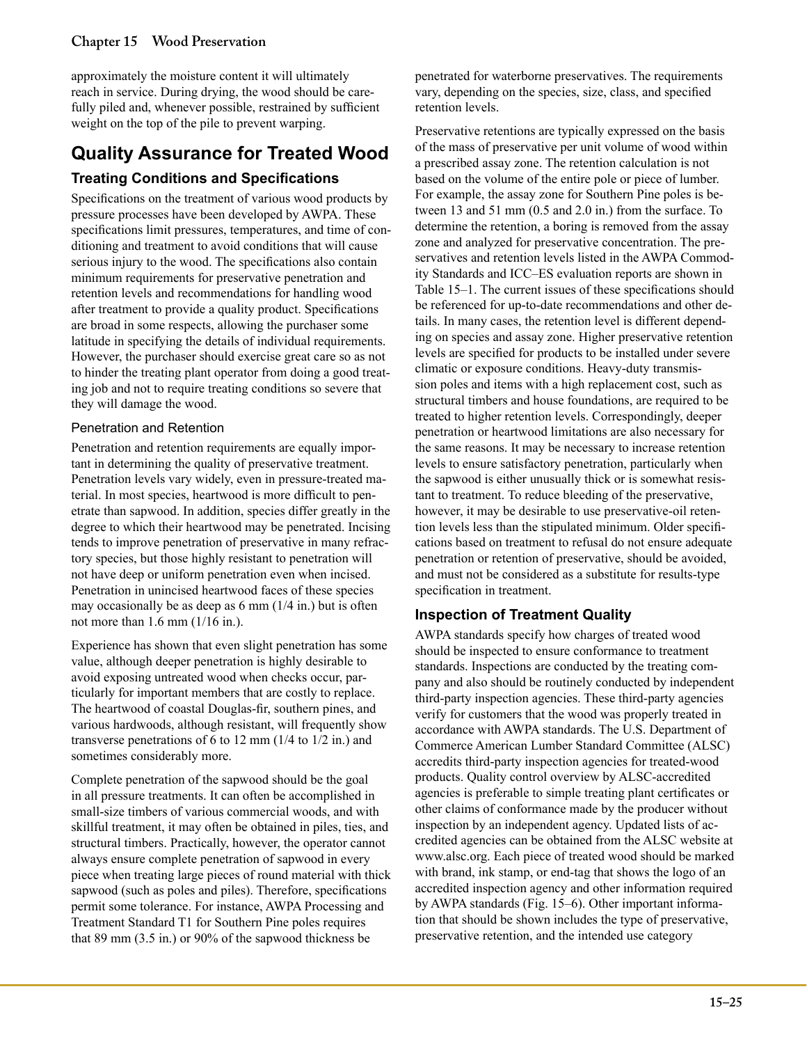approximately the moisture content it will ultimately reach in service. During drying, the wood should be carefully piled and, whenever possible, restrained by sufficient weight on the top of the pile to prevent warping.

## Quality Assurance for Treated Wood

### Treating Conditions and Specifications

Specifications on the treatment of various wood products by pressure processes have been developed by AWPA. These specifications limit pressures, temperatures, and time of conditioning and treatment to avoid conditions that will cause serious injury to the wood. The specifications also contain minimum requirements for preservative penetration and retention levels and recommendations for handling wood after treatment to provide a quality product. Specifications are broad in some respects, allowing the purchaser some latitude in specifying the details of individual requirements. However, the purchaser should exercise great care so as not to hinder the treating plant operator from doing a good treating job and not to require treating conditions so severe that they will damage the wood.

#### Penetration and Retention

Penetration and retention requirements are equally important in determining the quality of preservative treatment. Penetration levels vary widely, even in pressure-treated material. In most species, heartwood is more difficult to penetrate than sapwood. In addition, species differ greatly in the degree to which their heartwood may be penetrated. Incising tends to improve penetration of preservative in many refractory species, but those highly resistant to penetration will not have deep or uniform penetration even when incised. Penetration in unincised heartwood faces of these species may occasionally be as deep as 6 mm (1/4 in.) but is often not more than 1.6 mm (1/16 in.).

Experience has shown that even slight penetration has some value, although deeper penetration is highly desirable to avoid exposing untreated wood when checks occur, particularly for important members that are costly to replace. The heartwood of coastal Douglas-fir, southern pines, and various hardwoods, although resistant, will frequently show transverse penetrations of 6 to 12 mm (1/4 to 1/2 in.) and sometimes considerably more.

Complete penetration of the sapwood should be the goal in all pressure treatments. It can often be accomplished in small-size timbers of various commercial woods, and with skillful treatment, it may often be obtained in piles, ties, and structural timbers. Practically, however, the operator cannot always ensure complete penetration of sapwood in every piece when treating large pieces of round material with thick sapwood (such as poles and piles). Therefore, specifications permit some tolerance. For instance, AWPA Processing and Treatment Standard T1 for Southern Pine poles requires that 89 mm (3.5 in.) or 90% of the sapwood thickness be penetrated for waterborne preservatives. The requirements vary, depending on the species, size, class, and specified retention levels.

Preservative retentions are typically expressed on the basis of the mass of preservative per unit volume of wood within a prescribed assay zone. The retention calculation is not based on the volume of the entire pole or piece of lumber. For example, the assay zone for Southern Pine poles is between 13 and 51 mm (0.5 and 2.0 in.) from the surface. To determine the retention, a boring is removed from the assay zone and analyzed for preservative concentration. The preservatives and retention levels listed in the AWPA Commodity Standards and ICC–ES evaluation reports are shown in Table 15–1. The current issues of these specifications should be referenced for up-to-date recommendations and other details. In many cases, the retention level is different depending on species and assay zone. Higher preservative retention levels are specified for products to be installed under severe climatic or exposure conditions. Heavy-duty transmission poles and items with a high replacement cost, such as structural timbers and house foundations, are required to be treated to higher retention levels. Correspondingly, deeper penetration or heartwood limitations are also necessary for the same reasons. It may be necessary to increase retention levels to ensure satisfactory penetration, particularly when the sapwood is either unusually thick or is somewhat resistant to treatment. To reduce bleeding of the preservative, however, it may be desirable to use preservative-oil retention levels less than the stipulated minimum. Older specifications based on treatment to refusal do not ensure adequate penetration or retention of preservative, should be avoided, and must not be considered as a substitute for results-type specification in treatment.

### Inspection of Treatment Quality

AWPA standards specify how charges of treated wood should be inspected to ensure conformance to treatment standards. Inspections are conducted by the treating company and also should be routinely conducted by independent third-party inspection agencies. These third-party agencies verify for customers that the wood was properly treated in accordance with AWPA standards. The U.S. Department of Commerce American Lumber Standard Committee (ALSC) accredits third-party inspection agencies for treated-wood products. Quality control overview by ALSC-accredited agencies is preferable to simple treating plant certificates or other claims of conformance made by the producer without inspection by an independent agency. Updated lists of accredited agencies can be obtained from the ALSC website at www.alsc.org. Each piece of treated wood should be marked with brand, ink stamp, or end-tag that shows the logo of an accredited inspection agency and other information required by AWPA standards (Fig. 15–6). Other important information that should be shown includes the type of preservative, preservative retention, and the intended use category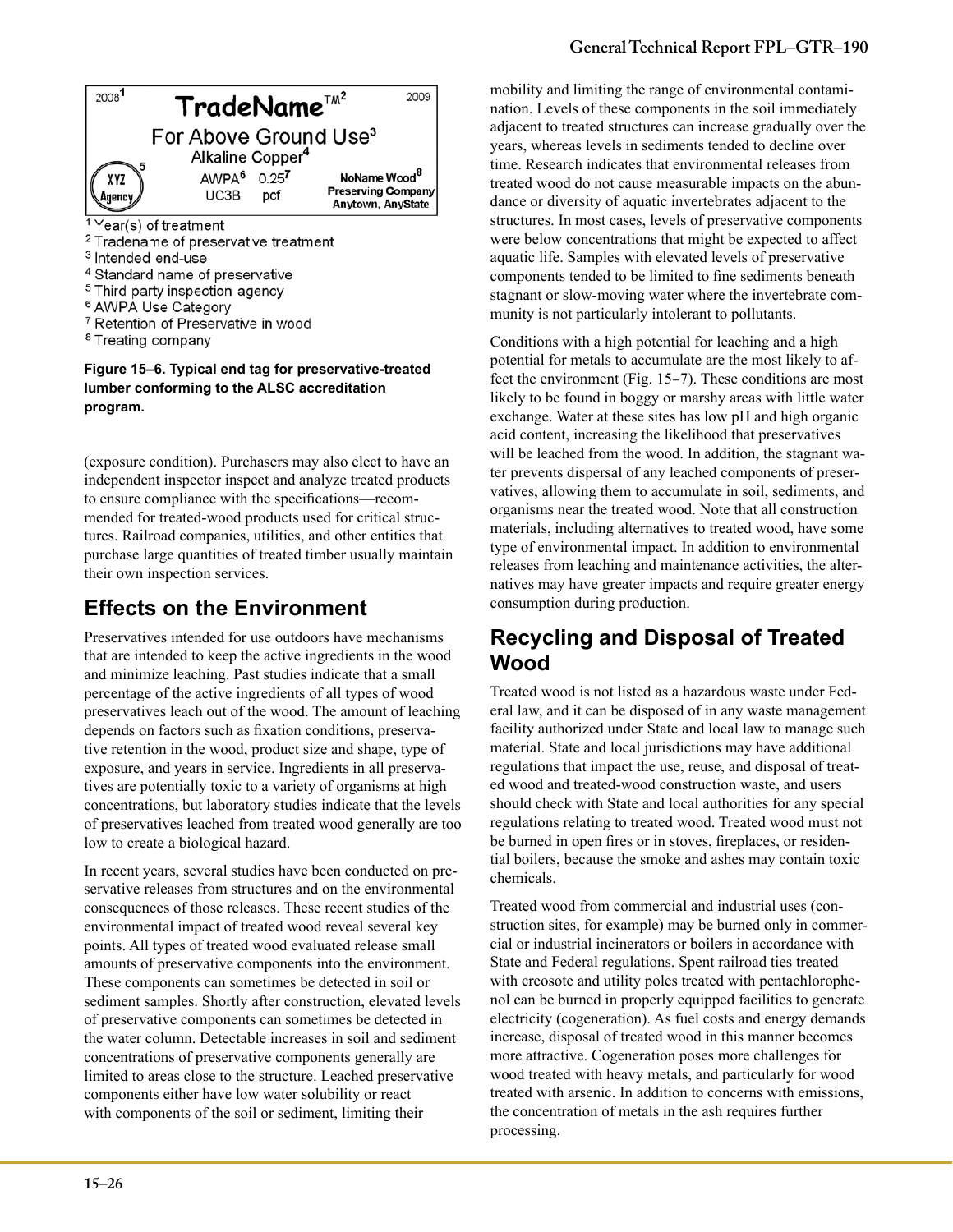2008[1] **TradeName**™[2] 2009

For Above Ground Use[3]

Alkaline Copper[4]

XYZ Agency[5] AWPA[6] UC3B 0.25[7] pcf **NoName Wood[8] Preserving Company Anytown, AnyState**

[1] Year(s) of treatment
[2] Tradename of preservative treatment
[3] Intended end-use
[4] Standard name of preservative
[5] Third party inspection agency
[6] AWPA Use Category
[7] Retention of Preservative in wood
[8] Treating company

**Figure 15–6. Typical end tag for preservative-treated lumber conforming to the ALSC accreditation program.**

(exposure condition). Purchasers may also elect to have an independent inspector inspect and analyze treated products to ensure compliance with the specifications—recommended for treated-wood products used for critical structures. Railroad companies, utilities, and other entities that purchase large quantities of treated timber usually maintain their own inspection services.

## Effects on the Environment

Preservatives intended for use outdoors have mechanisms that are intended to keep the active ingredients in the wood and minimize leaching. Past studies indicate that a small percentage of the active ingredients of all types of wood preservatives leach out of the wood. The amount of leaching depends on factors such as fixation conditions, preservative retention in the wood, product size and shape, type of exposure, and years in service. Ingredients in all preservatives are potentially toxic to a variety of organisms at high concentrations, but laboratory studies indicate that the levels of preservatives leached from treated wood generally are too low to create a biological hazard.

In recent years, several studies have been conducted on preservative releases from structures and on the environmental consequences of those releases. These recent studies of the environmental impact of treated wood reveal several key points. All types of treated wood evaluated release small amounts of preservative components into the environment. These components can sometimes be detected in soil or sediment samples. Shortly after construction, elevated levels of preservative components can sometimes be detected in the water column. Detectable increases in soil and sediment concentrations of preservative components generally are limited to areas close to the structure. Leached preservative components either have low water solubility or react with components of the soil or sediment, limiting their mobility and limiting the range of environmental contamination. Levels of these components in the soil immediately adjacent to treated structures can increase gradually over the years, whereas levels in sediments tended to decline over time. Research indicates that environmental releases from treated wood do not cause measurable impacts on the abundance or diversity of aquatic invertebrates adjacent to the structures. In most cases, levels of preservative components were below concentrations that might be expected to affect aquatic life. Samples with elevated levels of preservative components tended to be limited to fine sediments beneath stagnant or slow-moving water where the invertebrate community is not particularly intolerant to pollutants.

Conditions with a high potential for leaching and a high potential for metals to accumulate are the most likely to affect the environment (Fig. 15–7). These conditions are most likely to be found in boggy or marshy areas with little water exchange. Water at these sites has low pH and high organic acid content, increasing the likelihood that preservatives will be leached from the wood. In addition, the stagnant water prevents dispersal of any leached components of preservatives, allowing them to accumulate in soil, sediments, and organisms near the treated wood. Note that all construction materials, including alternatives to treated wood, have some type of environmental impact. In addition to environmental releases from leaching and maintenance activities, the alternatives may have greater impacts and require greater energy consumption during production.

## Recycling and Disposal of Treated Wood

Treated wood is not listed as a hazardous waste under Federal law, and it can be disposed of in any waste management facility authorized under State and local law to manage such material. State and local jurisdictions may have additional regulations that impact the use, reuse, and disposal of treated wood and treated-wood construction waste, and users should check with State and local authorities for any special regulations relating to treated wood. Treated wood must not be burned in open fires or in stoves, fireplaces, or residential boilers, because the smoke and ashes may contain toxic chemicals.

Treated wood from commercial and industrial uses (construction sites, for example) may be burned only in commercial or industrial incinerators or boilers in accordance with State and Federal regulations. Spent railroad ties treated with creosote and utility poles treated with pentachlorophenol can be burned in properly equipped facilities to generate electricity (cogeneration). As fuel costs and energy demands increase, disposal of treated wood in this manner becomes more attractive. Cogeneration poses more challenges for wood treated with heavy metals, and particularly for wood treated with arsenic. In addition to concerns with emissions, the concentration of metals in the ash requires further processing.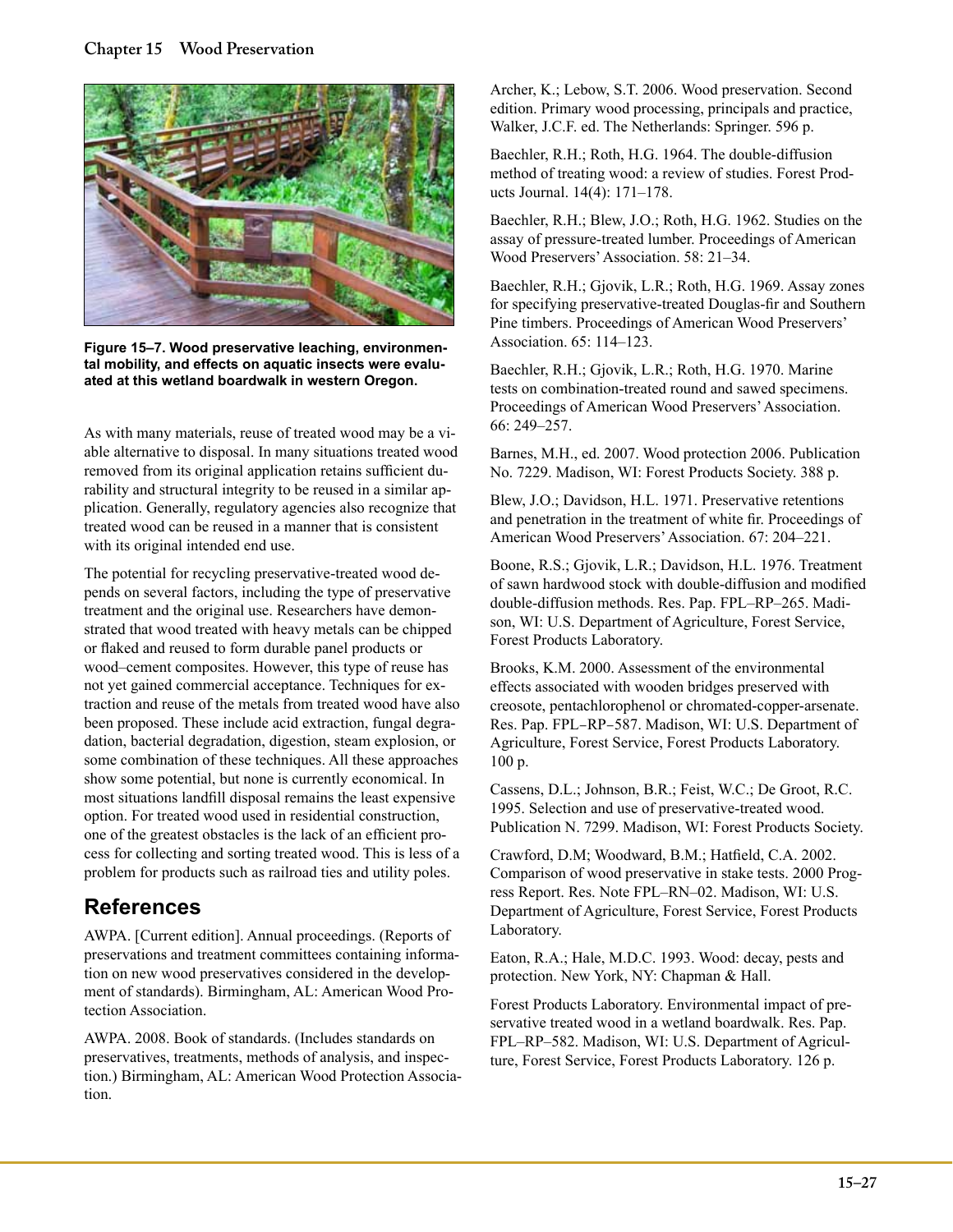Figure 15–7. Wood preservative leaching, environmental mobility, and effects on aquatic insects were evaluated at this wetland boardwalk in western Oregon.

As with many materials, reuse of treated wood may be a viable alternative to disposal. In many situations treated wood removed from its original application retains sufficient durability and structural integrity to be reused in a similar application. Generally, regulatory agencies also recognize that treated wood can be reused in a manner that is consistent with its original intended end use.

The potential for recycling preservative-treated wood depends on several factors, including the type of preservative treatment and the original use. Researchers have demonstrated that wood treated with heavy metals can be chipped or flaked and reused to form durable panel products or wood–cement composites. However, this type of reuse has not yet gained commercial acceptance. Techniques for extraction and reuse of the metals from treated wood have also been proposed. These include acid extraction, fungal degradation, bacterial degradation, digestion, steam explosion, or some combination of these techniques. All these approaches show some potential, but none is currently economical. In most situations landfill disposal remains the least expensive option. For treated wood used in residential construction, one of the greatest obstacles is the lack of an efficient process for collecting and sorting treated wood. This is less of a problem for products such as railroad ties and utility poles.

## References

AWPA. [Current edition]. Annual proceedings. (Reports of preservations and treatment committees containing information on new wood preservatives considered in the development of standards). Birmingham, AL: American Wood Protection Association.

AWPA. 2008. Book of standards. (Includes standards on preservatives, treatments, methods of analysis, and inspection.) Birmingham, AL: American Wood Protection Association.

Archer, K.; Lebow, S.T. 2006. Wood preservation. Second edition. Primary wood processing, principals and practice, Walker, J.C.F. ed. The Netherlands: Springer. 596 p.

Baechler, R.H.; Roth, H.G. 1964. The double-diffusion method of treating wood: a review of studies. Forest Products Journal. 14(4): 171–178.

Baechler, R.H.; Blew, J.O.; Roth, H.G. 1962. Studies on the assay of pressure-treated lumber. Proceedings of American Wood Preservers' Association. 58: 21–34.

Baechler, R.H.; Gjovik, L.R.; Roth, H.G. 1969. Assay zones for specifying preservative-treated Douglas-fir and Southern Pine timbers. Proceedings of American Wood Preservers' Association. 65: 114–123.

Baechler, R.H.; Gjovik, L.R.; Roth, H.G. 1970. Marine tests on combination-treated round and sawed specimens. Proceedings of American Wood Preservers' Association. 66: 249–257.

Barnes, M.H., ed. 2007. Wood protection 2006. Publication No. 7229. Madison, WI: Forest Products Society. 388 p.

Blew, J.O.; Davidson, H.L. 1971. Preservative retentions and penetration in the treatment of white fir. Proceedings of American Wood Preservers' Association. 67: 204–221.

Boone, R.S.; Gjovik, L.R.; Davidson, H.L. 1976. Treatment of sawn hardwood stock with double-diffusion and modified double-diffusion methods. Res. Pap. FPL–RP–265. Madison, WI: U.S. Department of Agriculture, Forest Service, Forest Products Laboratory.

Brooks, K.M. 2000. Assessment of the environmental effects associated with wooden bridges preserved with creosote, pentachlorophenol or chromated-copper-arsenate. Res. Pap. FPL–RP–587. Madison, WI: U.S. Department of Agriculture, Forest Service, Forest Products Laboratory. 100 p.

Cassens, D.L.; Johnson, B.R.; Feist, W.C.; De Groot, R.C. 1995. Selection and use of preservative-treated wood. Publication N. 7299. Madison, WI: Forest Products Society.

Crawford, D.M; Woodward, B.M.; Hatfield, C.A. 2002. Comparison of wood preservative in stake tests. 2000 Progress Report. Res. Note FPL–RN–02. Madison, WI: U.S. Department of Agriculture, Forest Service, Forest Products Laboratory.

Eaton, R.A.; Hale, M.D.C. 1993. Wood: decay, pests and protection. New York, NY: Chapman & Hall.

Forest Products Laboratory. Environmental impact of preservative treated wood in a wetland boardwalk. Res. Pap. FPL–RP–582. Madison, WI: U.S. Department of Agriculture, Forest Service, Forest Products Laboratory. 126 p.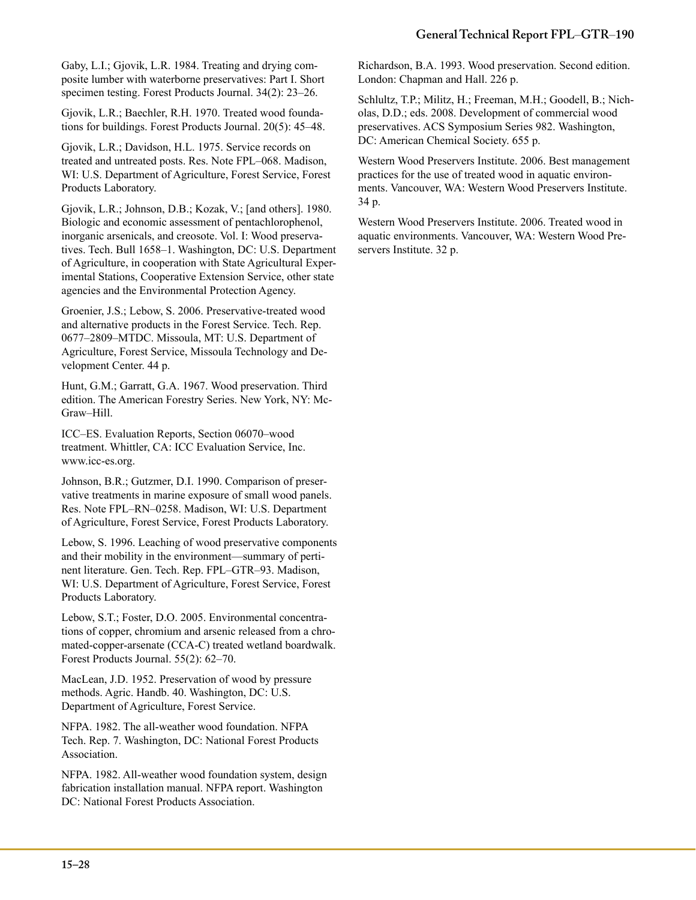Gaby, L.I.; Gjovik, L.R. 1984. Treating and drying composite lumber with waterborne preservatives: Part I. Short specimen testing. Forest Products Journal. 34(2): 23–26.

Gjovik, L.R.; Baechler, R.H. 1970. Treated wood foundations for buildings. Forest Products Journal. 20(5): 45–48.

Gjovik, L.R.; Davidson, H.L. 1975. Service records on treated and untreated posts. Res. Note FPL–068. Madison, WI: U.S. Department of Agriculture, Forest Service, Forest Products Laboratory.

Gjovik, L.R.; Johnson, D.B.; Kozak, V.; [and others]. 1980. Biologic and economic assessment of pentachlorophenol, inorganic arsenicals, and creosote. Vol. I: Wood preservatives. Tech. Bull 1658–1. Washington, DC: U.S. Department of Agriculture, in cooperation with State Agricultural Experimental Stations, Cooperative Extension Service, other state agencies and the Environmental Protection Agency.

Groenier, J.S.; Lebow, S. 2006. Preservative-treated wood and alternative products in the Forest Service. Tech. Rep. 0677–2809–MTDC. Missoula, MT: U.S. Department of Agriculture, Forest Service, Missoula Technology and Development Center. 44 p.

Hunt, G.M.; Garratt, G.A. 1967. Wood preservation. Third edition. The American Forestry Series. New York, NY: McGraw–Hill.

ICC–ES. Evaluation Reports, Section 06070–wood treatment. Whittler, CA: ICC Evaluation Service, Inc. www.icc-es.org.

Johnson, B.R.; Gutzmer, D.I. 1990. Comparison of preservative treatments in marine exposure of small wood panels. Res. Note FPL–RN–0258. Madison, WI: U.S. Department of Agriculture, Forest Service, Forest Products Laboratory.

Lebow, S. 1996. Leaching of wood preservative components and their mobility in the environment—summary of pertinent literature. Gen. Tech. Rep. FPL–GTR–93. Madison, WI: U.S. Department of Agriculture, Forest Service, Forest Products Laboratory.

Lebow, S.T.; Foster, D.O. 2005. Environmental concentrations of copper, chromium and arsenic released from a chromated-copper-arsenate (CCA-C) treated wetland boardwalk. Forest Products Journal. 55(2): 62–70.

MacLean, J.D. 1952. Preservation of wood by pressure methods. Agric. Handb. 40. Washington, DC: U.S. Department of Agriculture, Forest Service.

NFPA. 1982. The all-weather wood foundation. NFPA Tech. Rep. 7. Washington, DC: National Forest Products Association.

NFPA. 1982. All-weather wood foundation system, design fabrication installation manual. NFPA report. Washington DC: National Forest Products Association.

Richardson, B.A. 1993. Wood preservation. Second edition. London: Chapman and Hall. 226 p.

Schlultz, T.P.; Militz, H.; Freeman, M.H.; Goodell, B.; Nicholas, D.D.; eds. 2008. Development of commercial wood preservatives. ACS Symposium Series 982. Washington, DC: American Chemical Society. 655 p.

Western Wood Preservers Institute. 2006. Best management practices for the use of treated wood in aquatic environments. Vancouver, WA: Western Wood Preservers Institute. 34 p.

Western Wood Preservers Institute. 2006. Treated wood in aquatic environments. Vancouver, WA: Western Wood Preservers Institute. 32 p.